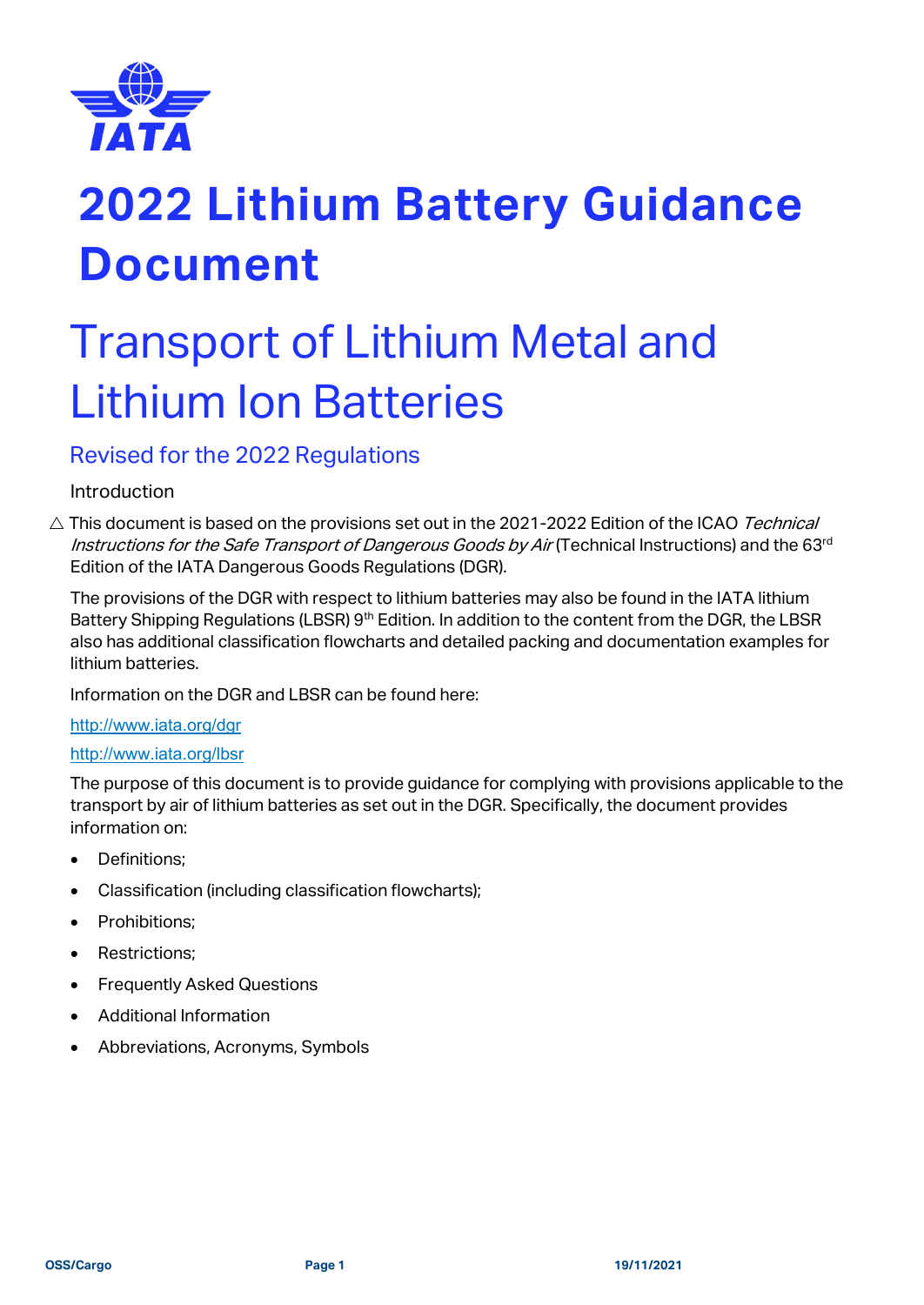# 2022 Lithium Battery Guidance Document

## Transport of Lithium Metal and Lithium Ion Batteries

### Revised for the 2022 Regulations

Introduction

△ This document is based on the provisions set out in the 2021-2022 Edition of the ICAO *Technical Instructions for the Safe Transport of Dangerous Goods by Air* (Technical Instructions) and the 63rd Edition of the IATA Dangerous Goods Regulations (DGR).

The provisions of the DGR with respect to lithium batteries may also be found in the IATA lithium Battery Shipping Regulations (LBSR) 9th Edition. In addition to the content from the DGR, the LBSR also has additional classification flowcharts and detailed packing and documentation examples for lithium batteries.

Information on the DGR and LBSR can be found here:

http://www.iata.org/dgr

http://www.iata.org/lbsr

The purpose of this document is to provide guidance for complying with provisions applicable to the transport by air of lithium batteries as set out in the DGR. Specifically, the document provides information on:

- Definitions;
- Classification (including classification flowcharts);
- Prohibitions;
- Restrictions;
- Frequently Asked Questions
- Additional Information
- Abbreviations, Acronyms, Symbols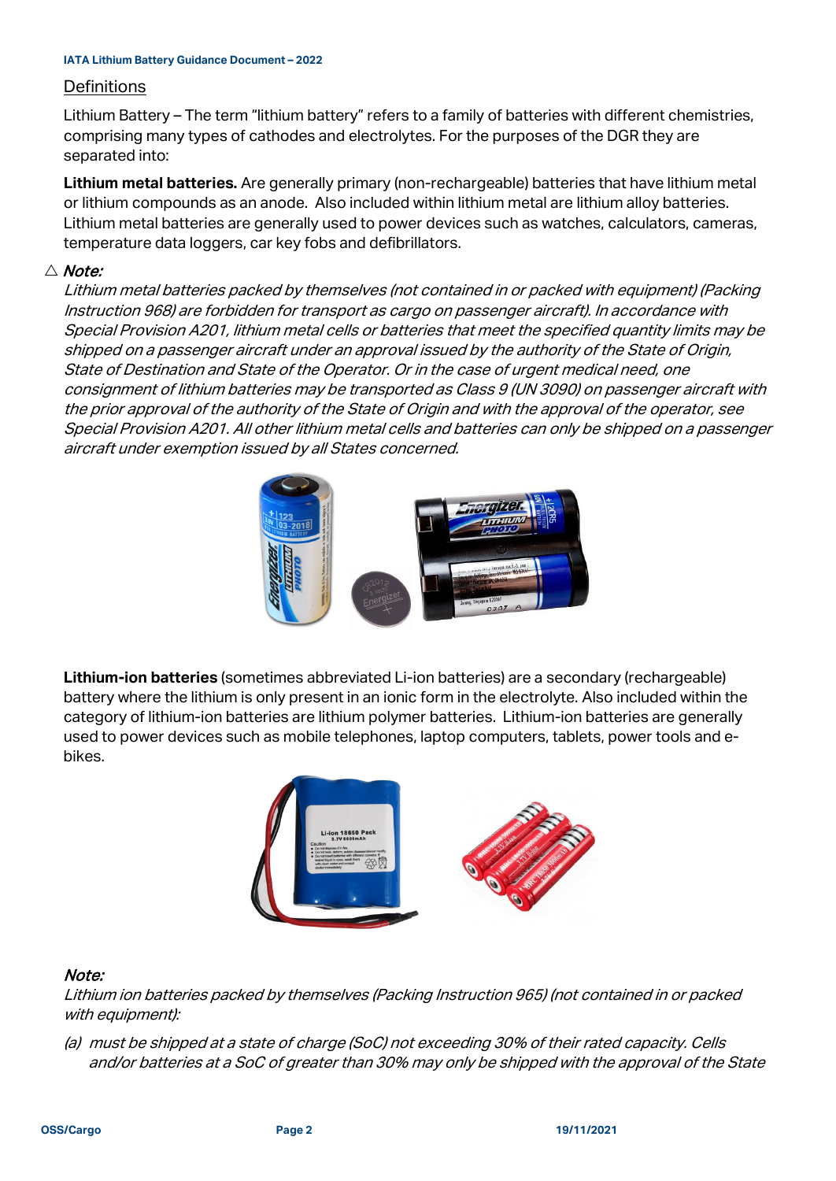## Definitions

Lithium Battery – The term "lithium battery" refers to a family of batteries with different chemistries, comprising many types of cathodes and electrolytes. For the purposes of the DGR they are separated into:

**Lithium metal batteries.** Are generally primary (non-rechargeable) batteries that have lithium metal or lithium compounds as an anode. Also included within lithium metal are lithium alloy batteries. Lithium metal batteries are generally used to power devices such as watches, calculators, cameras, temperature data loggers, car key fobs and defibrillators.

△ ***Note:***
*Lithium metal batteries packed by themselves (not contained in or packed with equipment) (Packing Instruction 968) are forbidden for transport as cargo on passenger aircraft). In accordance with Special Provision A201, lithium metal cells or batteries that meet the specified quantity limits may be shipped on a passenger aircraft under an approval issued by the authority of the State of Origin, State of Destination and State of the Operator. Or in the case of urgent medical need, one consignment of lithium batteries may be transported as Class 9 (UN 3090) on passenger aircraft with the prior approval of the authority of the State of Origin and with the approval of the operator, see Special Provision A201. All other lithium metal cells and batteries can only be shipped on a passenger aircraft under exemption issued by all States concerned.*

**Lithium-ion batteries** (sometimes abbreviated Li-ion batteries) are a secondary (rechargeable) battery where the lithium is only present in an ionic form in the electrolyte. Also included within the category of lithium-ion batteries are lithium polymer batteries. Lithium-ion batteries are generally used to power devices such as mobile telephones, laptop computers, tablets, power tools and e-bikes.

***Note:***
*Lithium ion batteries packed by themselves (Packing Instruction 965) (not contained in or packed with equipment):*

*(a) must be shipped at a state of charge (SoC) not exceeding 30% of their rated capacity. Cells and/or batteries at a SoC of greater than 30% may only be shipped with the approval of the State*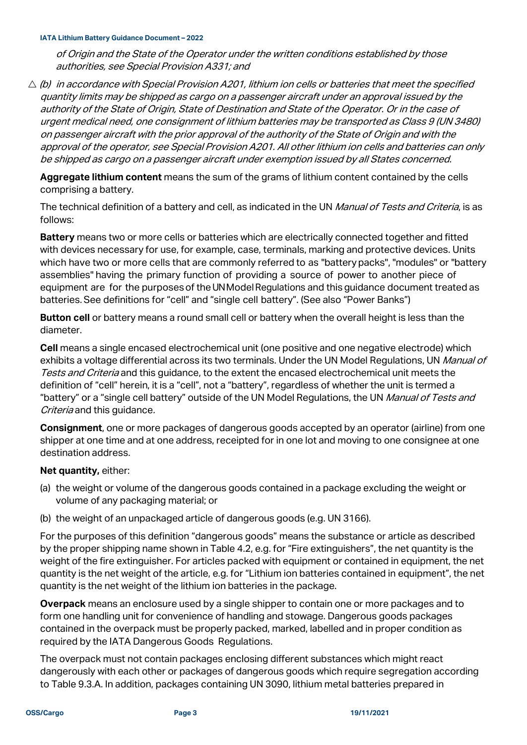*of Origin and the State of the Operator under the written conditions established by those authorities, see Special Provision A331; and*

△ *(b) in accordance with Special Provision A201, lithium ion cells or batteries that meet the specified quantity limits may be shipped as cargo on a passenger aircraft under an approval issued by the authority of the State of Origin, State of Destination and State of the Operator. Or in the case of urgent medical need, one consignment of lithium batteries may be transported as Class 9 (UN 3480) on passenger aircraft with the prior approval of the authority of the State of Origin and with the approval of the operator, see Special Provision A201. All other lithium ion cells and batteries can only be shipped as cargo on a passenger aircraft under exemption issued by all States concerned.*

**Aggregate lithium content** means the sum of the grams of lithium content contained by the cells comprising a battery.

The technical definition of a battery and cell, as indicated in the UN *Manual of Tests and Criteria*, is as follows:

**Battery** means two or more cells or batteries which are electrically connected together and fitted with devices necessary for use, for example, case, terminals, marking and protective devices. Units which have two or more cells that are commonly referred to as "battery packs", "modules" or "battery assemblies" having the primary function of providing a source of power to another piece of equipment are for the purposes of the UN Model Regulations and this guidance document treated as batteries. See definitions for "cell" and "single cell battery". (See also "Power Banks")

**Button cell** or battery means a round small cell or battery when the overall height is less than the diameter.

**Cell** means a single encased electrochemical unit (one positive and one negative electrode) which exhibits a voltage differential across its two terminals. Under the UN Model Regulations, UN *Manual of Tests and Criteria* and this guidance, to the extent the encased electrochemical unit meets the definition of "cell" herein, it is a "cell", not a "battery", regardless of whether the unit is termed a "battery" or a "single cell battery" outside of the UN Model Regulations, the UN *Manual of Tests and Criteria* and this guidance.

**Consignment**, one or more packages of dangerous goods accepted by an operator (airline) from one shipper at one time and at one address, receipted for in one lot and moving to one consignee at one destination address.

**Net quantity,** either:

(a) the weight or volume of the dangerous goods contained in a package excluding the weight or volume of any packaging material; or

(b) the weight of an unpackaged article of dangerous goods (e.g. UN 3166).

For the purposes of this definition "dangerous goods" means the substance or article as described by the proper shipping name shown in Table 4.2, e.g. for "Fire extinguishers", the net quantity is the weight of the fire extinguisher. For articles packed with equipment or contained in equipment, the net quantity is the net weight of the article, e.g. for "Lithium ion batteries contained in equipment", the net quantity is the net weight of the lithium ion batteries in the package.

**Overpack** means an enclosure used by a single shipper to contain one or more packages and to form one handling unit for convenience of handling and stowage. Dangerous goods packages contained in the overpack must be properly packed, marked, labelled and in proper condition as required by the IATA Dangerous Goods Regulations.

The overpack must not contain packages enclosing different substances which might react dangerously with each other or packages of dangerous goods which require segregation according to Table 9.3.A. In addition, packages containing UN 3090, lithium metal batteries prepared in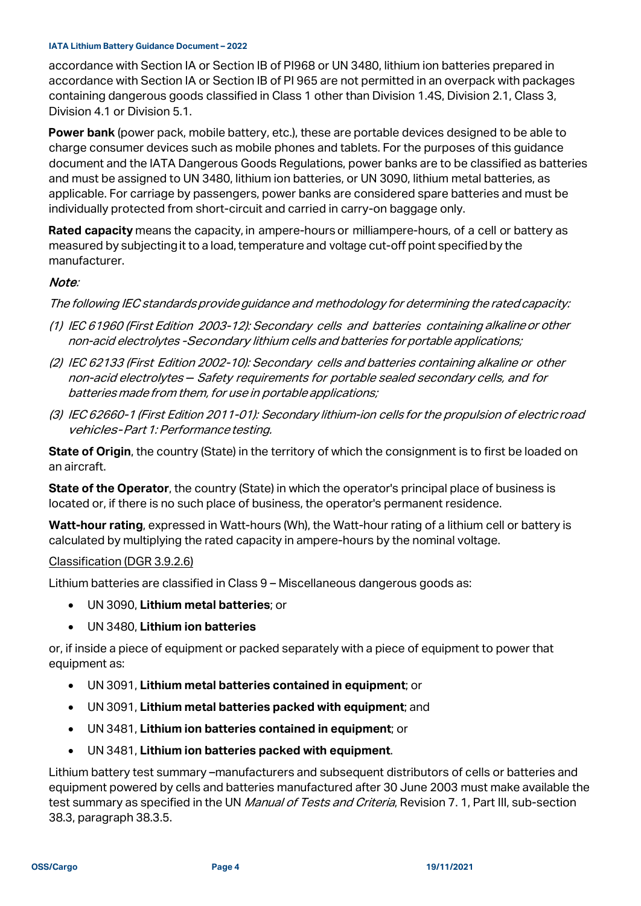accordance with Section IA or Section IB of PI968 or UN 3480, lithium ion batteries prepared in accordance with Section IA or Section IB of PI 965 are not permitted in an overpack with packages containing dangerous goods classified in Class 1 other than Division 1.4S, Division 2.1, Class 3, Division 4.1 or Division 5.1.

**Power bank** (power pack, mobile battery, etc.), these are portable devices designed to be able to charge consumer devices such as mobile phones and tablets. For the purposes of this guidance document and the IATA Dangerous Goods Regulations, power banks are to be classified as batteries and must be assigned to UN 3480, lithium ion batteries, or UN 3090, lithium metal batteries, as applicable. For carriage by passengers, power banks are considered spare batteries and must be individually protected from short-circuit and carried in carry-on baggage only.

**Rated capacity** means the capacity, in ampere-hours or milliampere-hours, of a cell or battery as measured by subjecting it to a load, temperature and voltage cut-off point specified by the manufacturer.

*Note:*

*The following IEC standards provide guidance and methodology for determining the rated capacity:*

*(1) IEC 61960 (First Edition 2003-12): Secondary cells and batteries containing alkaline or other non-acid electrolytes -Secondary lithium cells and batteries for portable applications;*

*(2) IEC 62133 (First Edition 2002-10): Secondary cells and batteries containing alkaline or other non-acid electrolytes — Safety requirements for portable sealed secondary cells, and for batteries made from them, for use in portable applications;*

*(3) IEC 62660-1 (First Edition 2011-01): Secondary lithium-ion cells for the propulsion of electric road vehicles-Part 1: Performance testing.*

**State of Origin**, the country (State) in the territory of which the consignment is to first be loaded on an aircraft.

**State of the Operator**, the country (State) in which the operator's principal place of business is located or, if there is no such place of business, the operator's permanent residence.

**Watt-hour rating**, expressed in Watt-hours (Wh), the Watt-hour rating of a lithium cell or battery is calculated by multiplying the rated capacity in ampere-hours by the nominal voltage.

Classification (DGR 3.9.2.6)

Lithium batteries are classified in Class 9 – Miscellaneous dangerous goods as:

- UN 3090, **Lithium metal batteries**; or
- UN 3480, **Lithium ion batteries**

or, if inside a piece of equipment or packed separately with a piece of equipment to power that equipment as:

- UN 3091, **Lithium metal batteries contained in equipment**; or
- UN 3091, **Lithium metal batteries packed with equipment**; and
- UN 3481, **Lithium ion batteries contained in equipment**; or
- UN 3481, **Lithium ion batteries packed with equipment**.

Lithium battery test summary –manufacturers and subsequent distributors of cells or batteries and equipment powered by cells and batteries manufactured after 30 June 2003 must make available the test summary as specified in the UN *Manual of Tests and Criteria*, Revision 7. 1, Part III, sub-section 38.3, paragraph 38.3.5.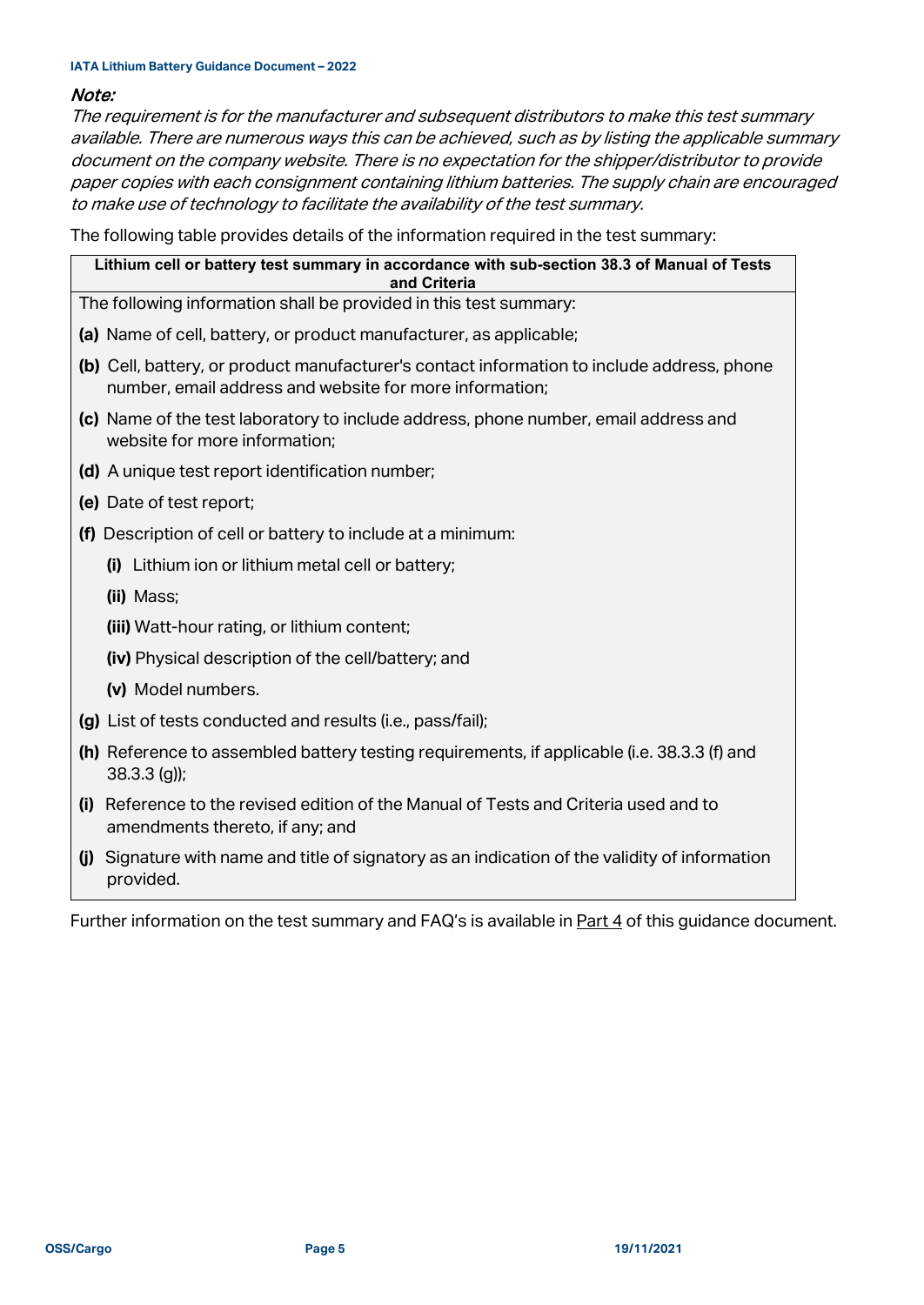*Note:*
*The requirement is for the manufacturer and subsequent distributors to make this test summary available. There are numerous ways this can be achieved, such as by listing the applicable summary document on the company website. There is no expectation for the shipper/distributor to provide paper copies with each consignment containing lithium batteries. The supply chain are encouraged to make use of technology to facilitate the availability of the test summary.*

The following table provides details of the information required in the test summary:

| **Lithium cell or battery test summary in accordance with sub-section 38.3 of Manual of Tests and Criteria** |
| --- |
| The following information shall be provided in this test summary:<br><br>**(a)** Name of cell, battery, or product manufacturer, as applicable;<br><br>**(b)** Cell, battery, or product manufacturer's contact information to include address, phone number, email address and website for more information;<br><br>**(c)** Name of the test laboratory to include address, phone number, email address and website for more information;<br><br>**(d)** A unique test report identification number;<br><br>**(e)** Date of test report;<br><br>**(f)** Description of cell or battery to include at a minimum:<br><br>**(i)** Lithium ion or lithium metal cell or battery;<br><br>**(ii)** Mass;<br><br>**(iii)** Watt-hour rating, or lithium content;<br><br>**(iv)** Physical description of the cell/battery; and<br><br>**(v)** Model numbers.<br><br>**(g)** List of tests conducted and results (i.e., pass/fail);<br><br>**(h)** Reference to assembled battery testing requirements, if applicable (i.e. 38.3.3 (f) and 38.3.3 (g));<br><br>**(i)** Reference to the revised edition of the Manual of Tests and Criteria used and to amendments thereto, if any; and<br><br>**(j)** Signature with name and title of signatory as an indication of the validity of information provided. |

Further information on the test summary and FAQ's is available in Part 4 of this guidance document.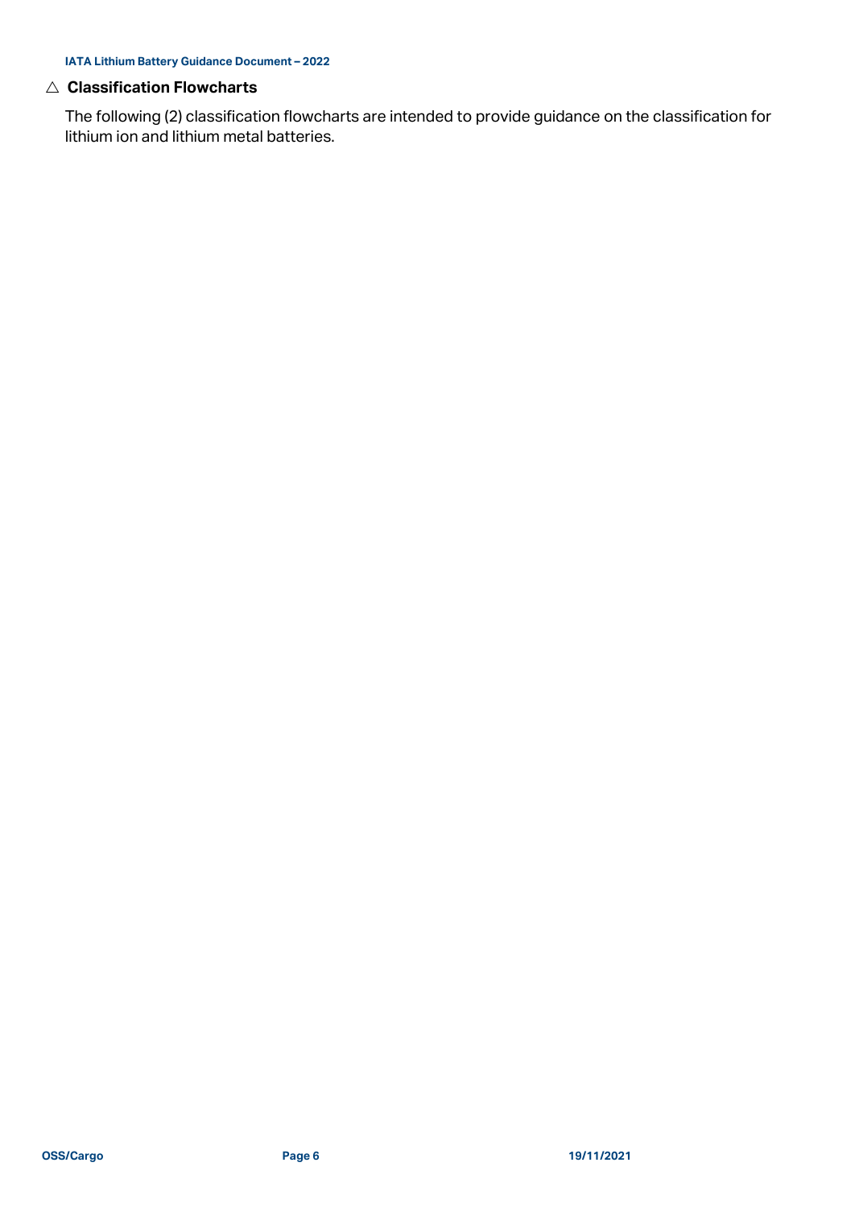## △ Classification Flowcharts

The following (2) classification flowcharts are intended to provide guidance on the classification for lithium ion and lithium metal batteries.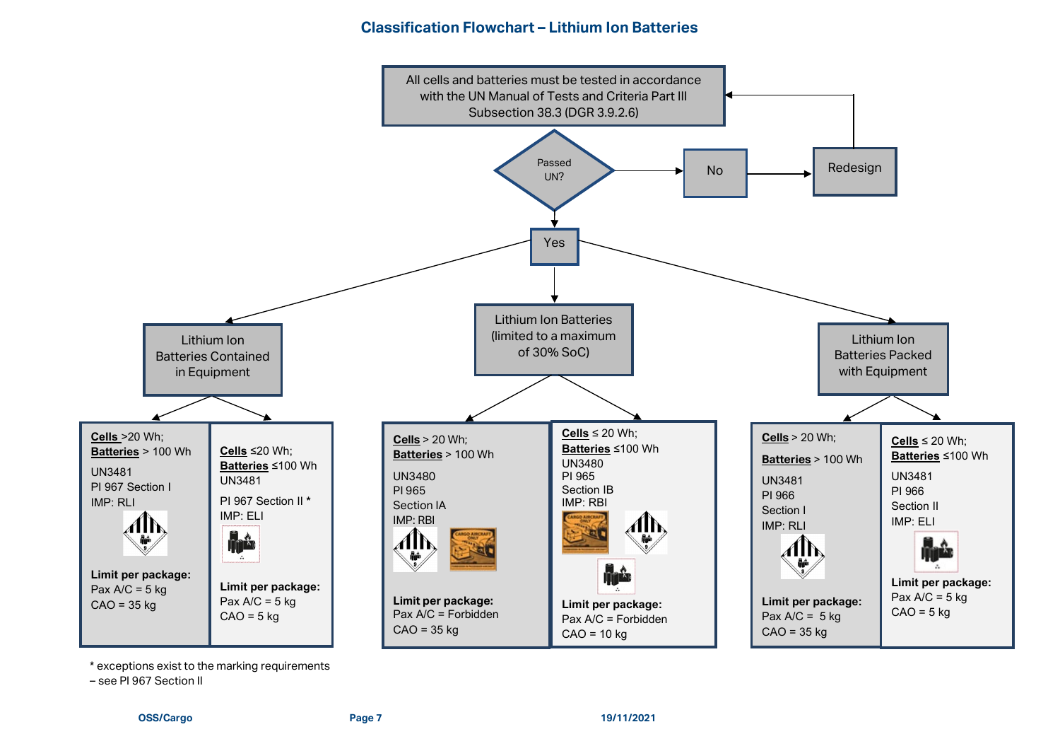## Classification Flowchart – Lithium Ion Batteries

All cells and batteries must be tested in accordance with the UN Manual of Tests and Criteria Part III Subsection 38.3 (DGR 3.9.2.6)

Passed UN?

- No → Redesign → (back to testing)
- Yes

### Lithium Ion Batteries Contained in Equipment

| **Cells** >20 Wh; **Batteries** > 100 Wh | **Cells** ≤20 Wh; **Batteries** ≤100 Wh |
|---|---|
| UN3481 | UN3481 |
| PI 967 Section I | PI 967 Section II * |
| IMP: RLI | IMP: ELI |
| **Limit per package:** | **Limit per package:** |
| Pax A/C = 5 kg | Pax A/C = 5 kg |
| CAO = 35 kg | CAO = 5 kg |

\* exceptions exist to the marking requirements – see PI 967 Section II

### Lithium Ion Batteries (limited to a maximum of 30% SoC)

| **Cells** > 20 Wh; **Batteries** > 100 Wh | **Cells** ≤ 20 Wh; **Batteries** ≤100 Wh |
|---|---|
| UN3480 | UN3480 |
| PI 965 | PI 965 |
| Section IA | Section IB |
| IMP: RBI | IMP: RBI |
| **Limit per package:** | **Limit per package:** |
| Pax A/C = Forbidden | Pax A/C = Forbidden |
| CAO = 35 kg | CAO = 10 kg |

### Lithium Ion Batteries Packed with Equipment

| **Cells** > 20 Wh; **Batteries** > 100 Wh | **Cells** ≤ 20 Wh; **Batteries** ≤100 Wh |
|---|---|
| UN3481 | UN3481 |
| PI 966 | PI 966 |
| Section I | Section II |
| IMP: RLI | IMP: ELI |
| **Limit per package:** | **Limit per package:** |
| Pax A/C = 5 kg | Pax A/C = 5 kg |
| CAO = 35 kg | CAO = 5 kg |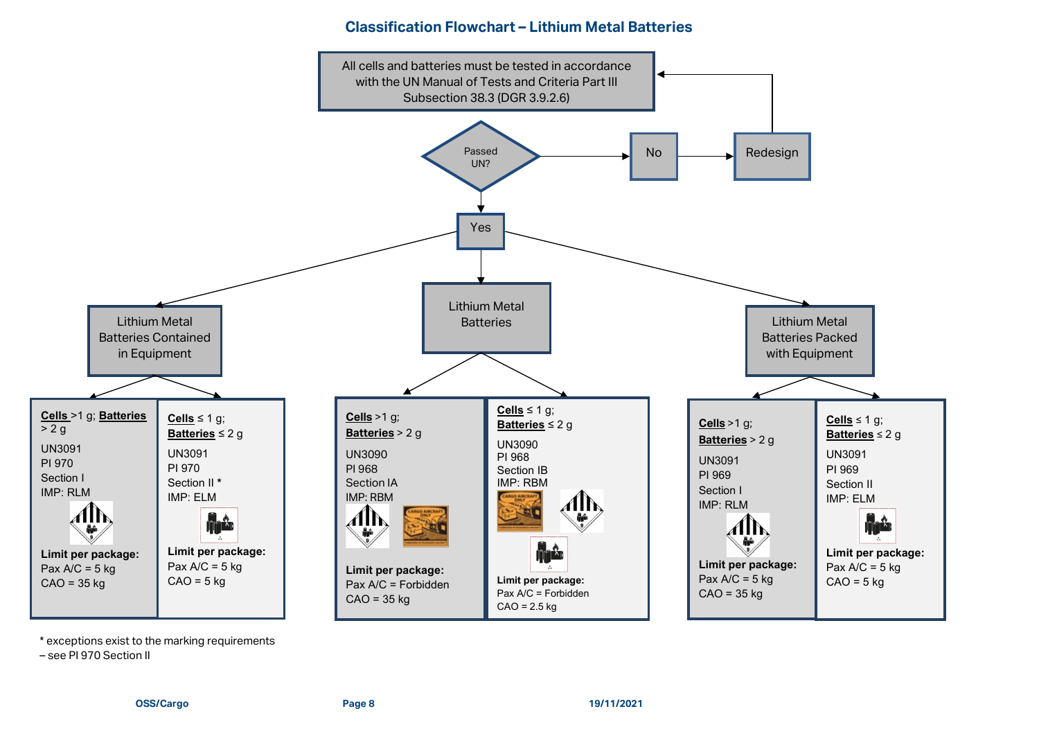# Classification Flowchart – Lithium Metal Batteries

All cells and batteries must be tested in accordance with the UN Manual of Tests and Criteria Part III Subsection 38.3 (DGR 3.9.2.6)

Passed UN?

- No → Redesign
- Yes

## Lithium Metal Batteries Contained in Equipment

**Cells** >1 g; **Batteries** > 2 g

UN3091
PI 970
Section I
IMP: RLM

**Limit per package:**
Pax A/C = 5 kg
CAO = 35 kg

**Cells** ≤ 1 g;
**Batteries** ≤ 2 g

UN3091
PI 970
Section II *
IMP: ELM

**Limit per package:**
Pax A/C = 5 kg
CAO = 5 kg

## Lithium Metal Batteries

**Cells** >1 g;
**Batteries** > 2 g

UN3090
PI 968
Section IA
IMP: RBM

**Limit per package:**
Pax A/C = Forbidden
CAO = 35 kg

**Cells** ≤ 1 g;
**Batteries** ≤ 2 g

UN3090
PI 968
Section IB
IMP: RBM

**Limit per package:**
Pax A/C = Forbidden
CAO = 2.5 kg

## Lithium Metal Batteries Packed with Equipment

**Cells** >1 g;
**Batteries** > 2 g

UN3091
PI 969
Section I
IMP: RLM

**Limit per package:**
Pax A/C = 5 kg
CAO = 35 kg

**Cells** ≤ 1 g;
**Batteries** ≤ 2 g

UN3091
PI 969
Section II
IMP: ELM

**Limit per package:**
Pax A/C = 5 kg
CAO = 5 kg

* exceptions exist to the marking requirements – see PI 970 Section II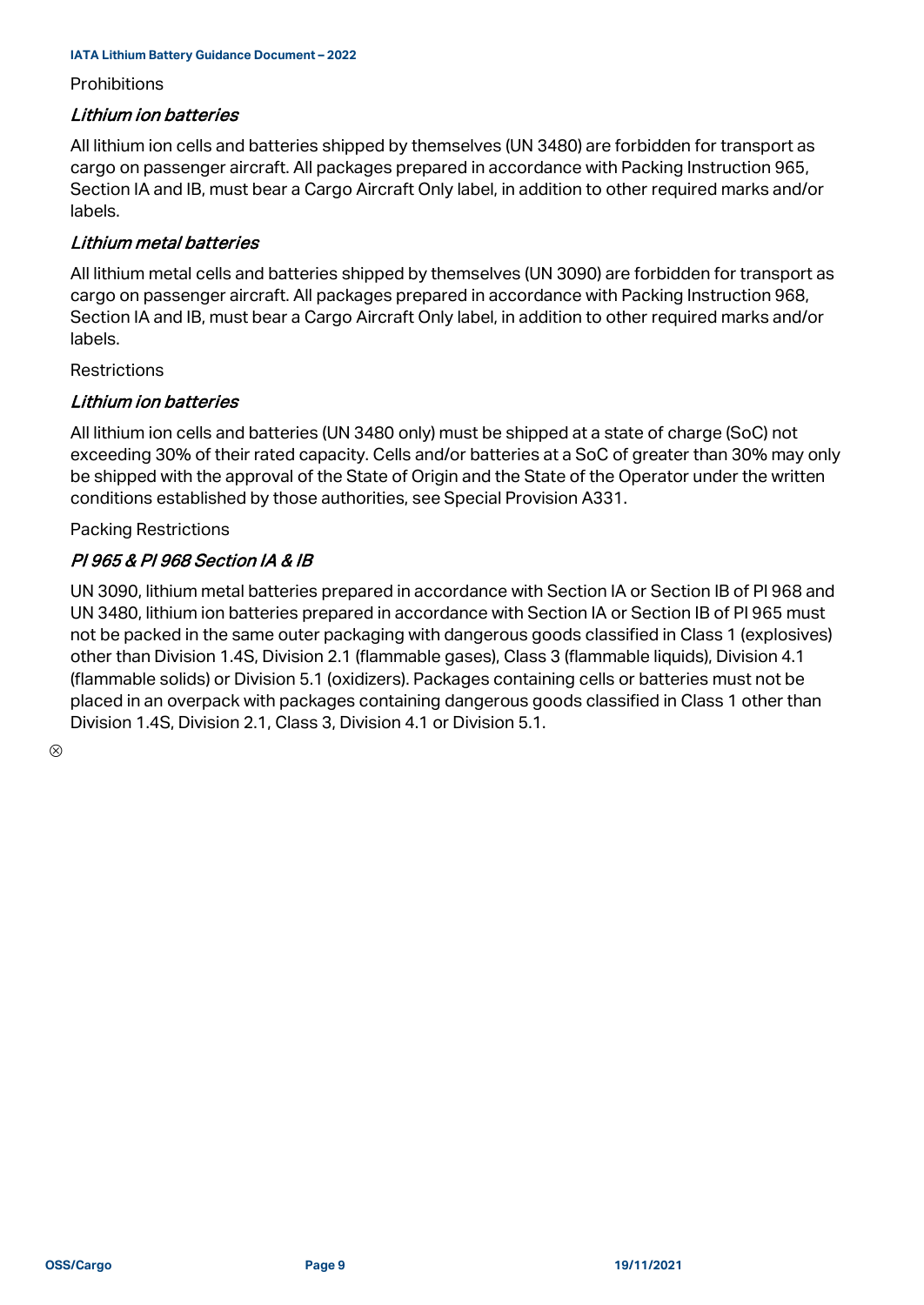Prohibitions

### *Lithium ion batteries*

All lithium ion cells and batteries shipped by themselves (UN 3480) are forbidden for transport as cargo on passenger aircraft. All packages prepared in accordance with Packing Instruction 965, Section IA and IB, must bear a Cargo Aircraft Only label, in addition to other required marks and/or labels.

### *Lithium metal batteries*

All lithium metal cells and batteries shipped by themselves (UN 3090) are forbidden for transport as cargo on passenger aircraft. All packages prepared in accordance with Packing Instruction 968, Section IA and IB, must bear a Cargo Aircraft Only label, in addition to other required marks and/or labels.

Restrictions

### *Lithium ion batteries*

All lithium ion cells and batteries (UN 3480 only) must be shipped at a state of charge (SoC) not exceeding 30% of their rated capacity. Cells and/or batteries at a SoC of greater than 30% may only be shipped with the approval of the State of Origin and the State of the Operator under the written conditions established by those authorities, see Special Provision A331.

Packing Restrictions

### *PI 965 & PI 968 Section IA & IB*

UN 3090, lithium metal batteries prepared in accordance with Section IA or Section IB of PI 968 and UN 3480, lithium ion batteries prepared in accordance with Section IA or Section IB of PI 965 must not be packed in the same outer packaging with dangerous goods classified in Class 1 (explosives) other than Division 1.4S, Division 2.1 (flammable gases), Class 3 (flammable liquids), Division 4.1 (flammable solids) or Division 5.1 (oxidizers). Packages containing cells or batteries must not be placed in an overpack with packages containing dangerous goods classified in Class 1 other than Division 1.4S, Division 2.1, Class 3, Division 4.1 or Division 5.1.

⊗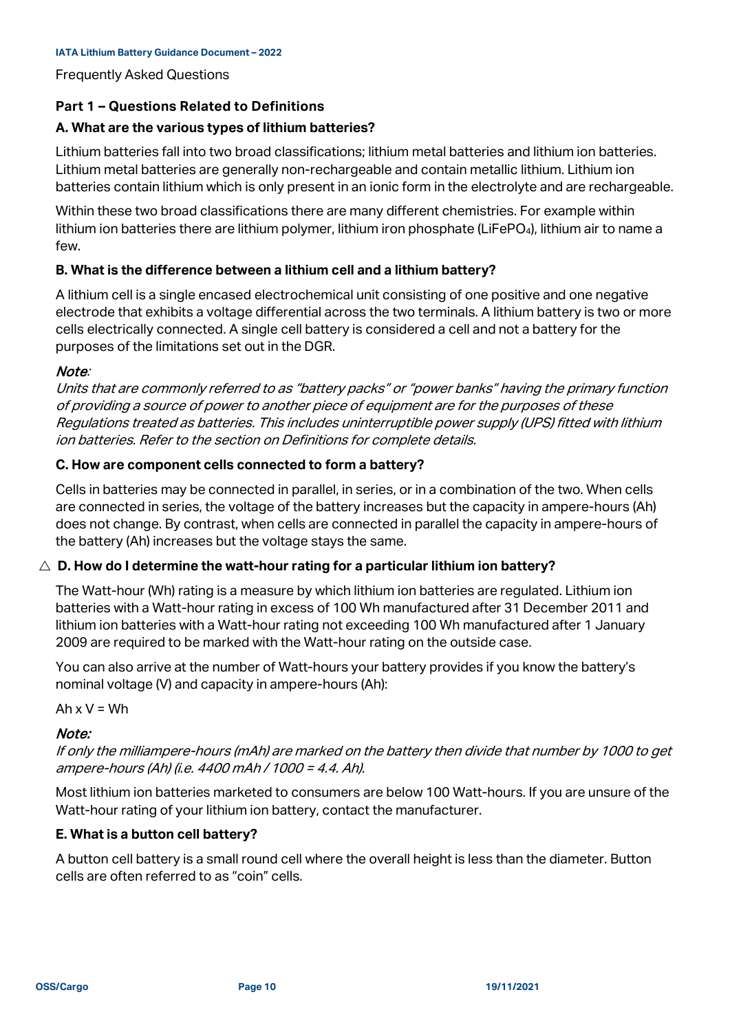Frequently Asked Questions

## Part 1 – Questions Related to Definitions

### A. What are the various types of lithium batteries?

Lithium batteries fall into two broad classifications; lithium metal batteries and lithium ion batteries. Lithium metal batteries are generally non-rechargeable and contain metallic lithium. Lithium ion batteries contain lithium which is only present in an ionic form in the electrolyte and are rechargeable.

Within these two broad classifications there are many different chemistries. For example within lithium ion batteries there are lithium polymer, lithium iron phosphate ($LiFePO_4$), lithium air to name a few.

### B. What is the difference between a lithium cell and a lithium battery?

A lithium cell is a single encased electrochemical unit consisting of one positive and one negative electrode that exhibits a voltage differential across the two terminals. A lithium battery is two or more cells electrically connected. A single cell battery is considered a cell and not a battery for the purposes of the limitations set out in the DGR.

***Note**:*
*Units that are commonly referred to as "battery packs" or "power banks" having the primary function of providing a source of power to another piece of equipment are for the purposes of these Regulations treated as batteries. This includes uninterruptible power supply (UPS) fitted with lithium ion batteries. Refer to the section on Definitions for complete details.*

### C. How are component cells connected to form a battery?

Cells in batteries may be connected in parallel, in series, or in a combination of the two. When cells are connected in series, the voltage of the battery increases but the capacity in ampere-hours (Ah) does not change. By contrast, when cells are connected in parallel the capacity in ampere-hours of the battery (Ah) increases but the voltage stays the same.

### △ D. How do I determine the watt-hour rating for a particular lithium ion battery?

The Watt-hour (Wh) rating is a measure by which lithium ion batteries are regulated. Lithium ion batteries with a Watt-hour rating in excess of 100 Wh manufactured after 31 December 2011 and lithium ion batteries with a Watt-hour rating not exceeding 100 Wh manufactured after 1 January 2009 are required to be marked with the Watt-hour rating on the outside case.

You can also arrive at the number of Watt-hours your battery provides if you know the battery's nominal voltage (V) and capacity in ampere-hours (Ah):

Ah x V = Wh

***Note:***
*If only the milliampere-hours (mAh) are marked on the battery then divide that number by 1000 to get ampere-hours (Ah) (i.e. 4400 mAh / 1000 = 4.4. Ah).*

Most lithium ion batteries marketed to consumers are below 100 Watt-hours. If you are unsure of the Watt-hour rating of your lithium ion battery, contact the manufacturer.

### E. What is a button cell battery?

A button cell battery is a small round cell where the overall height is less than the diameter. Button cells are often referred to as "coin" cells.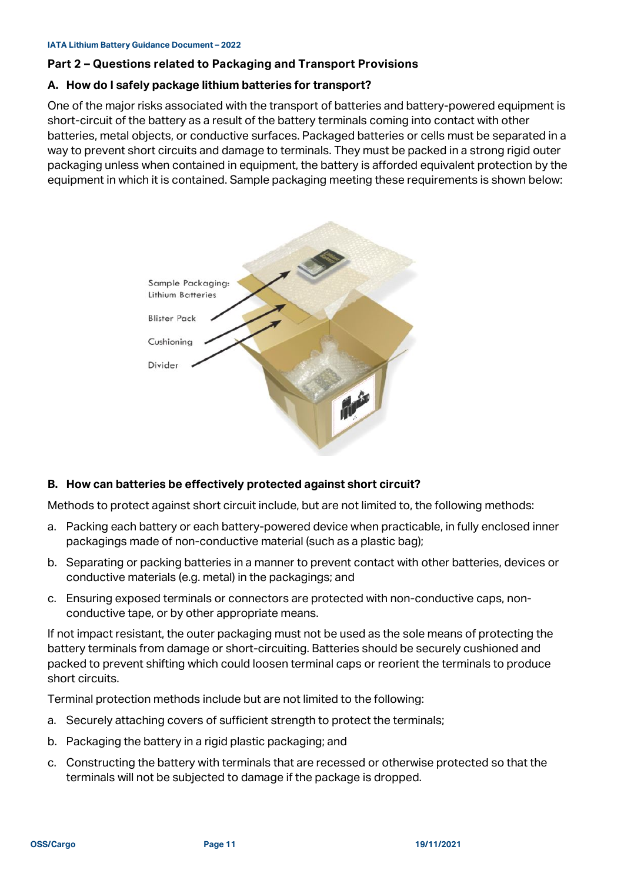## Part 2 – Questions related to Packaging and Transport Provisions

### A. How do I safely package lithium batteries for transport?

One of the major risks associated with the transport of batteries and battery-powered equipment is short-circuit of the battery as a result of the battery terminals coming into contact with other batteries, metal objects, or conductive surfaces. Packaged batteries or cells must be separated in a way to prevent short circuits and damage to terminals. They must be packed in a strong rigid outer packaging unless when contained in equipment, the battery is afforded equivalent protection by the equipment in which it is contained. Sample packaging meeting these requirements is shown below:

Sample Packaging: Lithium Batteries

Blister Pack

Cushioning

Divider

### B. How can batteries be effectively protected against short circuit?

Methods to protect against short circuit include, but are not limited to, the following methods:

a. Packing each battery or each battery-powered device when practicable, in fully enclosed inner packagings made of non-conductive material (such as a plastic bag);

b. Separating or packing batteries in a manner to prevent contact with other batteries, devices or conductive materials (e.g. metal) in the packagings; and

c. Ensuring exposed terminals or connectors are protected with non-conductive caps, non-conductive tape, or by other appropriate means.

If not impact resistant, the outer packaging must not be used as the sole means of protecting the battery terminals from damage or short-circuiting. Batteries should be securely cushioned and packed to prevent shifting which could loosen terminal caps or reorient the terminals to produce short circuits.

Terminal protection methods include but are not limited to the following:

a. Securely attaching covers of sufficient strength to protect the terminals;

b. Packaging the battery in a rigid plastic packaging; and

c. Constructing the battery with terminals that are recessed or otherwise protected so that the terminals will not be subjected to damage if the package is dropped.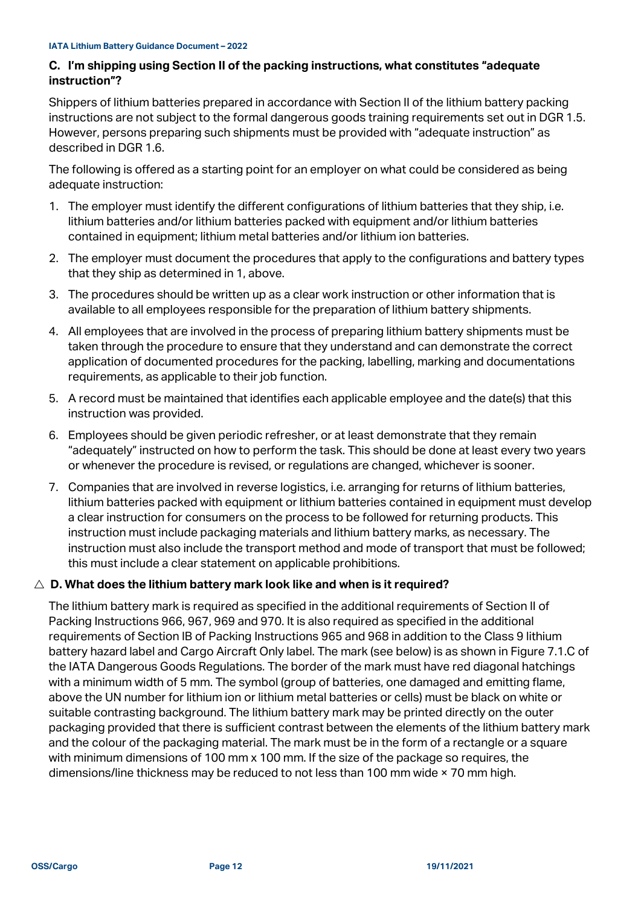### C. I'm shipping using Section II of the packing instructions, what constitutes "adequate instruction"?

Shippers of lithium batteries prepared in accordance with Section II of the lithium battery packing instructions are not subject to the formal dangerous goods training requirements set out in DGR 1.5. However, persons preparing such shipments must be provided with "adequate instruction" as described in DGR 1.6.

The following is offered as a starting point for an employer on what could be considered as being adequate instruction:

1. The employer must identify the different configurations of lithium batteries that they ship, i.e. lithium batteries and/or lithium batteries packed with equipment and/or lithium batteries contained in equipment; lithium metal batteries and/or lithium ion batteries.
2. The employer must document the procedures that apply to the configurations and battery types that they ship as determined in 1, above.
3. The procedures should be written up as a clear work instruction or other information that is available to all employees responsible for the preparation of lithium battery shipments.
4. All employees that are involved in the process of preparing lithium battery shipments must be taken through the procedure to ensure that they understand and can demonstrate the correct application of documented procedures for the packing, labelling, marking and documentations requirements, as applicable to their job function.
5. A record must be maintained that identifies each applicable employee and the date(s) that this instruction was provided.
6. Employees should be given periodic refresher, or at least demonstrate that they remain "adequately" instructed on how to perform the task. This should be done at least every two years or whenever the procedure is revised, or regulations are changed, whichever is sooner.
7. Companies that are involved in reverse logistics, i.e. arranging for returns of lithium batteries, lithium batteries packed with equipment or lithium batteries contained in equipment must develop a clear instruction for consumers on the process to be followed for returning products. This instruction must include packaging materials and lithium battery marks, as necessary. The instruction must also include the transport method and mode of transport that must be followed; this must include a clear statement on applicable prohibitions.

### △ D. What does the lithium battery mark look like and when is it required?

The lithium battery mark is required as specified in the additional requirements of Section II of Packing Instructions 966, 967, 969 and 970. It is also required as specified in the additional requirements of Section IB of Packing Instructions 965 and 968 in addition to the Class 9 lithium battery hazard label and Cargo Aircraft Only label. The mark (see below) is as shown in Figure 7.1.C of the IATA Dangerous Goods Regulations. The border of the mark must have red diagonal hatchings with a minimum width of 5 mm. The symbol (group of batteries, one damaged and emitting flame, above the UN number for lithium ion or lithium metal batteries or cells) must be black on white or suitable contrasting background. The lithium battery mark may be printed directly on the outer packaging provided that there is sufficient contrast between the elements of the lithium battery mark and the colour of the packaging material. The mark must be in the form of a rectangle or a square with minimum dimensions of 100 mm x 100 mm. If the size of the package so requires, the dimensions/line thickness may be reduced to not less than 100 mm wide × 70 mm high.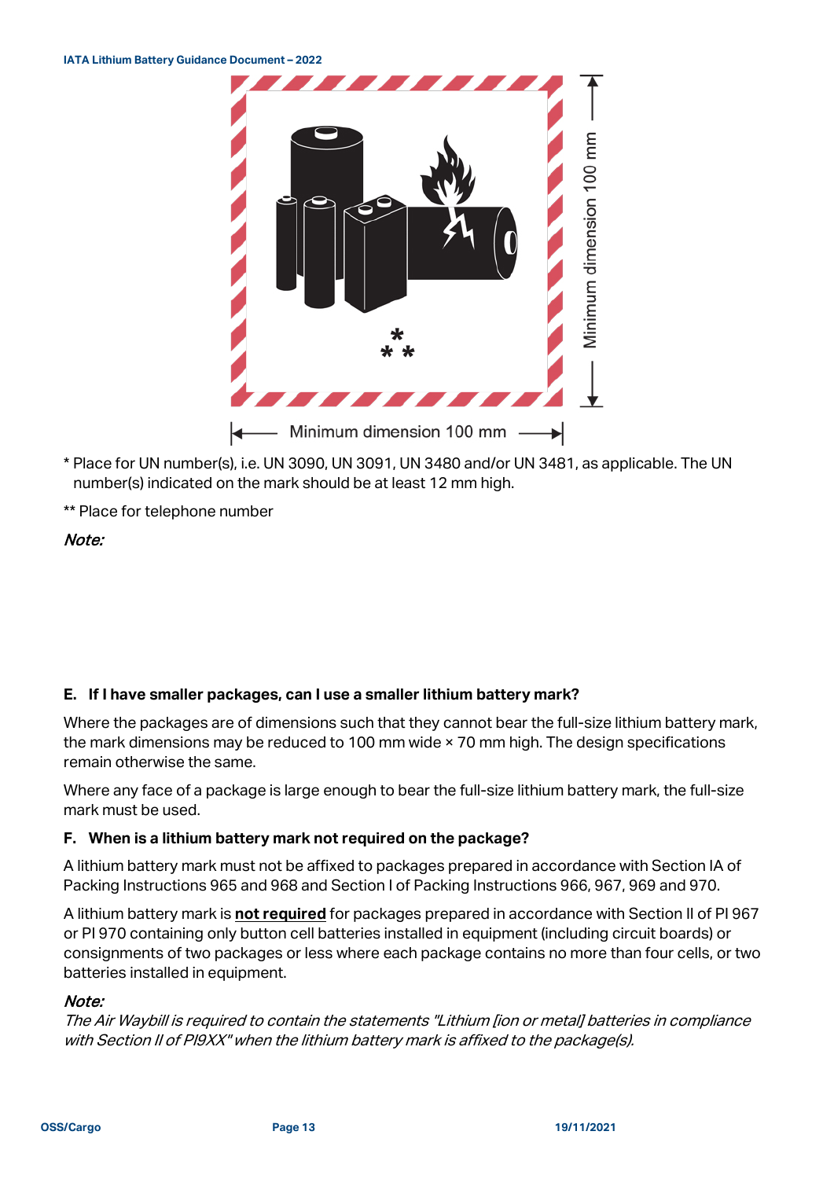Minimum dimension 100 mm

Minimum dimension 100 mm

\* Place for UN number(s), i.e. UN 3090, UN 3091, UN 3480 and/or UN 3481, as applicable. The UN number(s) indicated on the mark should be at least 12 mm high.

\*\* Place for telephone number

*Note:*

### E. If I have smaller packages, can I use a smaller lithium battery mark?

Where the packages are of dimensions such that they cannot bear the full-size lithium battery mark, the mark dimensions may be reduced to 100 mm wide × 70 mm high. The design specifications remain otherwise the same.

Where any face of a package is large enough to bear the full-size lithium battery mark, the full-size mark must be used.

### F. When is a lithium battery mark not required on the package?

A lithium battery mark must not be affixed to packages prepared in accordance with Section IA of Packing Instructions 965 and 968 and Section I of Packing Instructions 966, 967, 969 and 970.

A lithium battery mark is **not required** for packages prepared in accordance with Section II of PI 967 or PI 970 containing only button cell batteries installed in equipment (including circuit boards) or consignments of two packages or less where each package contains no more than four cells, or two batteries installed in equipment.

*Note:*
*The Air Waybill is required to contain the statements "Lithium [ion or metal] batteries in compliance with Section II of PI9XX" when the lithium battery mark is affixed to the package(s).*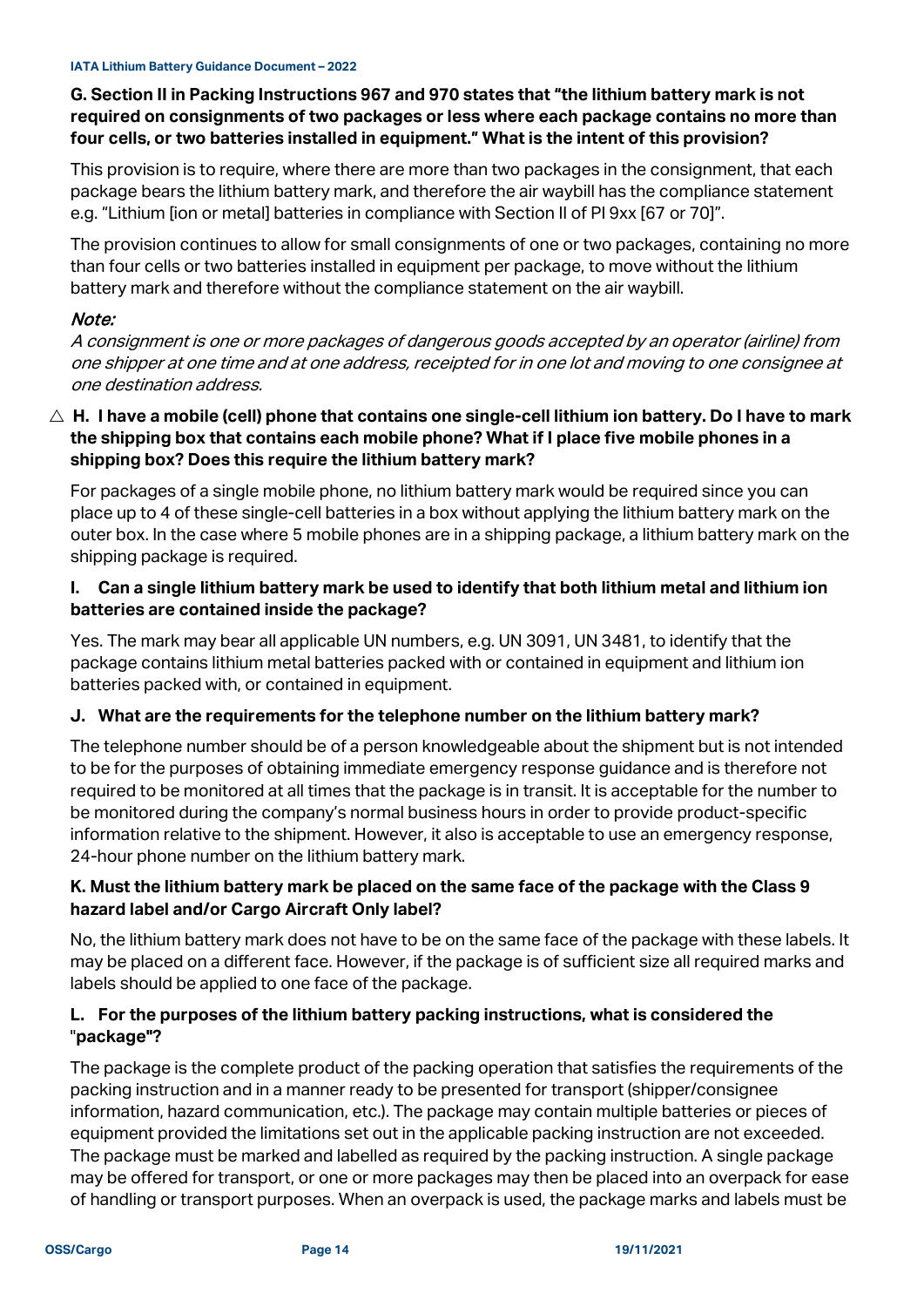**G. Section II in Packing Instructions 967 and 970 states that "the lithium battery mark is not required on consignments of two packages or less where each package contains no more than four cells, or two batteries installed in equipment." What is the intent of this provision?**

This provision is to require, where there are more than two packages in the consignment, that each package bears the lithium battery mark, and therefore the air waybill has the compliance statement e.g. "Lithium [ion or metal] batteries in compliance with Section II of PI 9xx [67 or 70]".

The provision continues to allow for small consignments of one or two packages, containing no more than four cells or two batteries installed in equipment per package, to move without the lithium battery mark and therefore without the compliance statement on the air waybill.

*Note:*

*A consignment is one or more packages of dangerous goods accepted by an operator (airline) from one shipper at one time and at one address, receipted for in one lot and moving to one consignee at one destination address.*

△ **H. I have a mobile (cell) phone that contains one single-cell lithium ion battery. Do I have to mark the shipping box that contains each mobile phone? What if I place five mobile phones in a shipping box? Does this require the lithium battery mark?**

For packages of a single mobile phone, no lithium battery mark would be required since you can place up to 4 of these single-cell batteries in a box without applying the lithium battery mark on the outer box. In the case where 5 mobile phones are in a shipping package, a lithium battery mark on the shipping package is required.

**I. Can a single lithium battery mark be used to identify that both lithium metal and lithium ion batteries are contained inside the package?**

Yes. The mark may bear all applicable UN numbers, e.g. UN 3091, UN 3481, to identify that the package contains lithium metal batteries packed with or contained in equipment and lithium ion batteries packed with, or contained in equipment.

**J. What are the requirements for the telephone number on the lithium battery mark?**

The telephone number should be of a person knowledgeable about the shipment but is not intended to be for the purposes of obtaining immediate emergency response guidance and is therefore not required to be monitored at all times that the package is in transit. It is acceptable for the number to be monitored during the company's normal business hours in order to provide product-specific information relative to the shipment. However, it also is acceptable to use an emergency response, 24-hour phone number on the lithium battery mark.

**K. Must the lithium battery mark be placed on the same face of the package with the Class 9 hazard label and/or Cargo Aircraft Only label?**

No, the lithium battery mark does not have to be on the same face of the package with these labels. It may be placed on a different face. However, if the package is of sufficient size all required marks and labels should be applied to one face of the package.

**L. For the purposes of the lithium battery packing instructions, what is considered the "package"?**

The package is the complete product of the packing operation that satisfies the requirements of the packing instruction and in a manner ready to be presented for transport (shipper/consignee information, hazard communication, etc.). The package may contain multiple batteries or pieces of equipment provided the limitations set out in the applicable packing instruction are not exceeded. The package must be marked and labelled as required by the packing instruction. A single package may be offered for transport, or one or more packages may then be placed into an overpack for ease of handling or transport purposes. When an overpack is used, the package marks and labels must be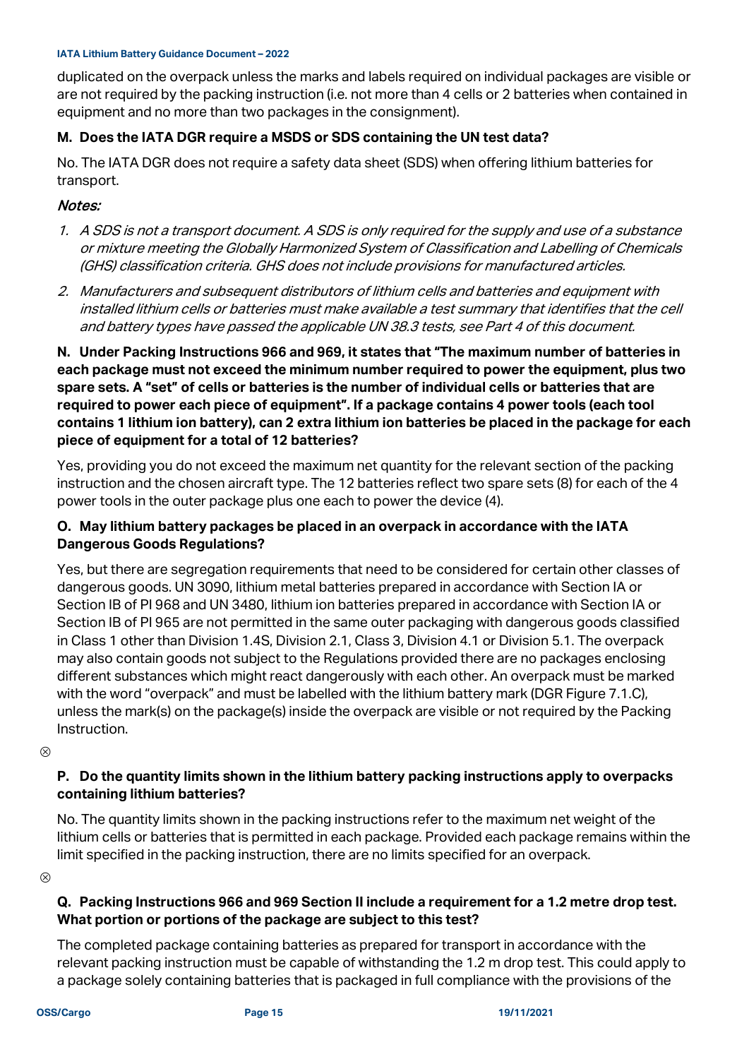duplicated on the overpack unless the marks and labels required on individual packages are visible or are not required by the packing instruction (i.e. not more than 4 cells or 2 batteries when contained in equipment and no more than two packages in the consignment).

**M. Does the IATA DGR require a MSDS or SDS containing the UN test data?**

No. The IATA DGR does not require a safety data sheet (SDS) when offering lithium batteries for transport.

***Notes:***

1. *A SDS is not a transport document. A SDS is only required for the supply and use of a substance or mixture meeting the Globally Harmonized System of Classification and Labelling of Chemicals (GHS) classification criteria. GHS does not include provisions for manufactured articles.*
2. *Manufacturers and subsequent distributors of lithium cells and batteries and equipment with installed lithium cells or batteries must make available a test summary that identifies that the cell and battery types have passed the applicable UN 38.3 tests, see Part 4 of this document.*

**N. Under Packing Instructions 966 and 969, it states that "The maximum number of batteries in each package must not exceed the minimum number required to power the equipment, plus two spare sets. A "set" of cells or batteries is the number of individual cells or batteries that are required to power each piece of equipment". If a package contains 4 power tools (each tool contains 1 lithium ion battery), can 2 extra lithium ion batteries be placed in the package for each piece of equipment for a total of 12 batteries?**

Yes, providing you do not exceed the maximum net quantity for the relevant section of the packing instruction and the chosen aircraft type. The 12 batteries reflect two spare sets (8) for each of the 4 power tools in the outer package plus one each to power the device (4).

**O. May lithium battery packages be placed in an overpack in accordance with the IATA Dangerous Goods Regulations?**

Yes, but there are segregation requirements that need to be considered for certain other classes of dangerous goods. UN 3090, lithium metal batteries prepared in accordance with Section IA or Section IB of PI 968 and UN 3480, lithium ion batteries prepared in accordance with Section IA or Section IB of PI 965 are not permitted in the same outer packaging with dangerous goods classified in Class 1 other than Division 1.4S, Division 2.1, Class 3, Division 4.1 or Division 5.1. The overpack may also contain goods not subject to the Regulations provided there are no packages enclosing different substances which might react dangerously with each other. An overpack must be marked with the word "overpack" and must be labelled with the lithium battery mark (DGR Figure 7.1.C), unless the mark(s) on the package(s) inside the overpack are visible or not required by the Packing Instruction.

**P. Do the quantity limits shown in the lithium battery packing instructions apply to overpacks containing lithium batteries?**

No. The quantity limits shown in the packing instructions refer to the maximum net weight of the lithium cells or batteries that is permitted in each package. Provided each package remains within the limit specified in the packing instruction, there are no limits specified for an overpack.

**Q. Packing Instructions 966 and 969 Section II include a requirement for a 1.2 metre drop test. What portion or portions of the package are subject to this test?**

The completed package containing batteries as prepared for transport in accordance with the relevant packing instruction must be capable of withstanding the 1.2 m drop test. This could apply to a package solely containing batteries that is packaged in full compliance with the provisions of the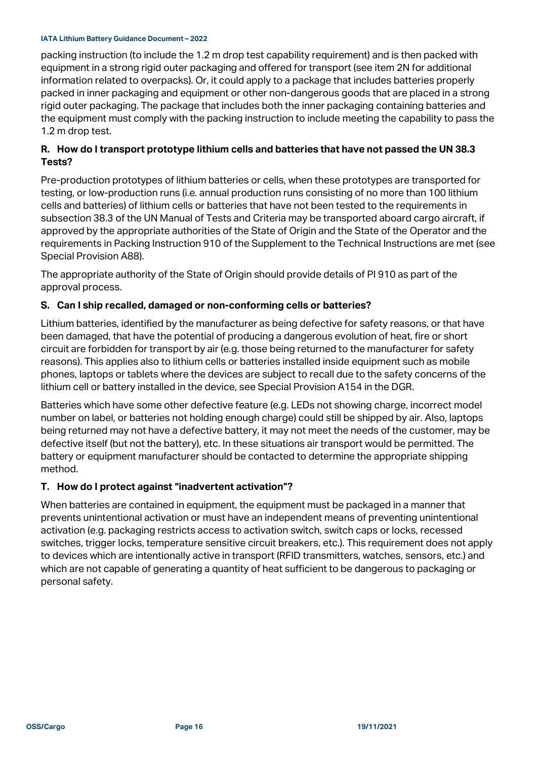packing instruction (to include the 1.2 m drop test capability requirement) and is then packed with equipment in a strong rigid outer packaging and offered for transport (see item 2N for additional information related to overpacks). Or, it could apply to a package that includes batteries properly packed in inner packaging and equipment or other non-dangerous goods that are placed in a strong rigid outer packaging. The package that includes both the inner packaging containing batteries and the equipment must comply with the packing instruction to include meeting the capability to pass the 1.2 m drop test.

### R. How do I transport prototype lithium cells and batteries that have not passed the UN 38.3 Tests?

Pre-production prototypes of lithium batteries or cells, when these prototypes are transported for testing, or low-production runs (i.e. annual production runs consisting of no more than 100 lithium cells and batteries) of lithium cells or batteries that have not been tested to the requirements in subsection 38.3 of the UN Manual of Tests and Criteria may be transported aboard cargo aircraft, if approved by the appropriate authorities of the State of Origin and the State of the Operator and the requirements in Packing Instruction 910 of the Supplement to the Technical Instructions are met (see Special Provision A88).

The appropriate authority of the State of Origin should provide details of PI 910 as part of the approval process.

### S. Can I ship recalled, damaged or non-conforming cells or batteries?

Lithium batteries, identified by the manufacturer as being defective for safety reasons, or that have been damaged, that have the potential of producing a dangerous evolution of heat, fire or short circuit are forbidden for transport by air (e.g. those being returned to the manufacturer for safety reasons). This applies also to lithium cells or batteries installed inside equipment such as mobile phones, laptops or tablets where the devices are subject to recall due to the safety concerns of the lithium cell or battery installed in the device, see Special Provision A154 in the DGR.

Batteries which have some other defective feature (e.g. LEDs not showing charge, incorrect model number on label, or batteries not holding enough charge) could still be shipped by air. Also, laptops being returned may not have a defective battery, it may not meet the needs of the customer, may be defective itself (but not the battery), etc. In these situations air transport would be permitted. The battery or equipment manufacturer should be contacted to determine the appropriate shipping method.

### T. How do I protect against "inadvertent activation"?

When batteries are contained in equipment, the equipment must be packaged in a manner that prevents unintentional activation or must have an independent means of preventing unintentional activation (e.g. packaging restricts access to activation switch, switch caps or locks, recessed switches, trigger locks, temperature sensitive circuit breakers, etc.). This requirement does not apply to devices which are intentionally active in transport (RFID transmitters, watches, sensors, etc.) and which are not capable of generating a quantity of heat sufficient to be dangerous to packaging or personal safety.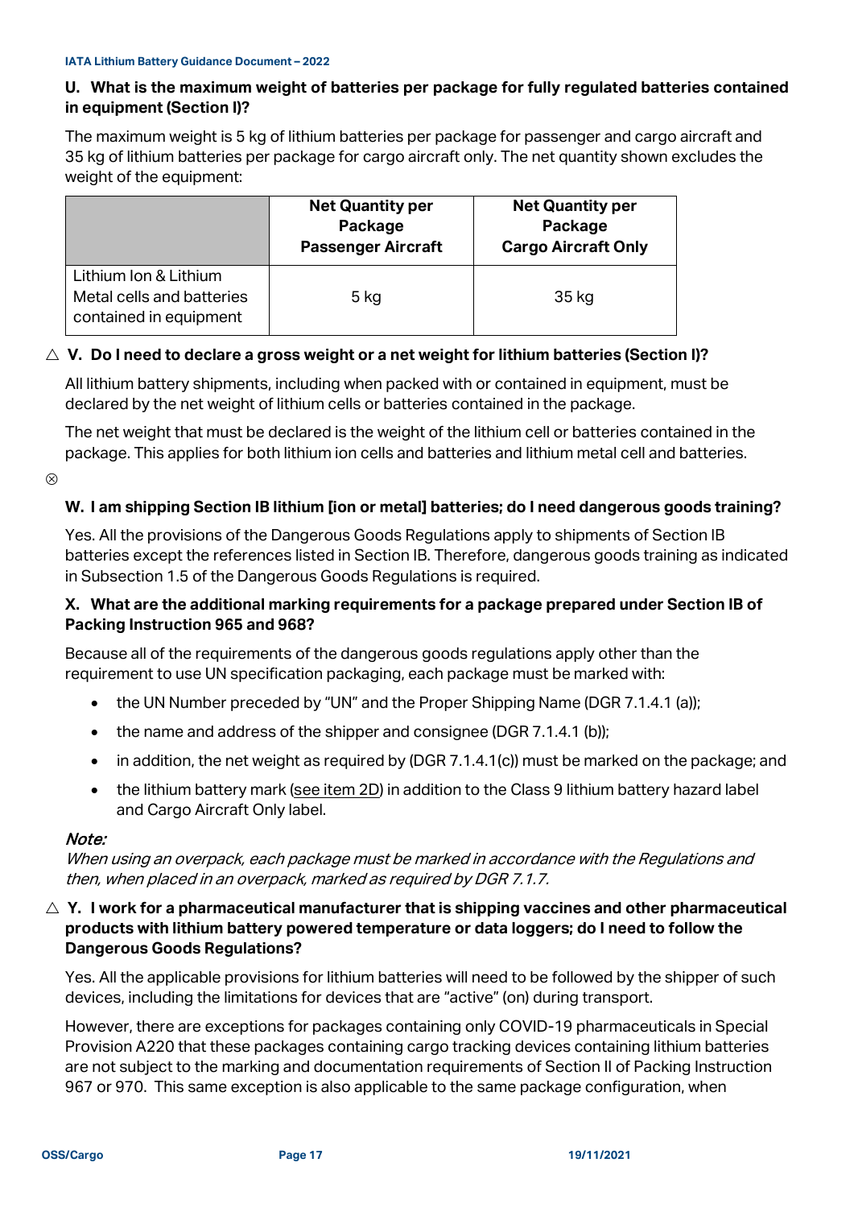### U. What is the maximum weight of batteries per package for fully regulated batteries contained in equipment (Section I)?

The maximum weight is 5 kg of lithium batteries per package for passenger and cargo aircraft and 35 kg of lithium batteries per package for cargo aircraft only. The net quantity shown excludes the weight of the equipment:

| | Net Quantity per Package Passenger Aircraft | Net Quantity per Package Cargo Aircraft Only |
|---|---|---|
| Lithium Ion & Lithium Metal cells and batteries contained in equipment | 5 kg | 35 kg |

### △ V. Do I need to declare a gross weight or a net weight for lithium batteries (Section I)?

All lithium battery shipments, including when packed with or contained in equipment, must be declared by the net weight of lithium cells or batteries contained in the package.

The net weight that must be declared is the weight of the lithium cell or batteries contained in the package. This applies for both lithium ion cells and batteries and lithium metal cell and batteries.

⊗

### W. I am shipping Section IB lithium [ion or metal] batteries; do I need dangerous goods training?

Yes. All the provisions of the Dangerous Goods Regulations apply to shipments of Section IB batteries except the references listed in Section IB. Therefore, dangerous goods training as indicated in Subsection 1.5 of the Dangerous Goods Regulations is required.

### X. What are the additional marking requirements for a package prepared under Section IB of Packing Instruction 965 and 968?

Because all of the requirements of the dangerous goods regulations apply other than the requirement to use UN specification packaging, each package must be marked with:

- the UN Number preceded by "UN" and the Proper Shipping Name (DGR 7.1.4.1 (a));
- the name and address of the shipper and consignee (DGR 7.1.4.1 (b));
- in addition, the net weight as required by (DGR 7.1.4.1(c)) must be marked on the package; and
- the lithium battery mark (see item 2D) in addition to the Class 9 lithium battery hazard label and Cargo Aircraft Only label.

***Note:***
*When using an overpack, each package must be marked in accordance with the Regulations and then, when placed in an overpack, marked as required by DGR 7.1.7.*

### △ Y. I work for a pharmaceutical manufacturer that is shipping vaccines and other pharmaceutical products with lithium battery powered temperature or data loggers; do I need to follow the Dangerous Goods Regulations?

Yes. All the applicable provisions for lithium batteries will need to be followed by the shipper of such devices, including the limitations for devices that are "active" (on) during transport.

However, there are exceptions for packages containing only COVID-19 pharmaceuticals in Special Provision A220 that these packages containing cargo tracking devices containing lithium batteries are not subject to the marking and documentation requirements of Section II of Packing Instruction 967 or 970. This same exception is also applicable to the same package configuration, when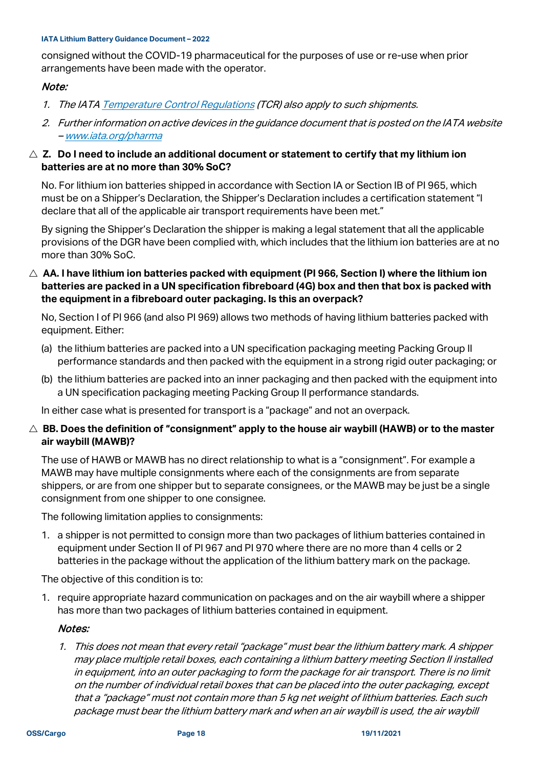consigned without the COVID-19 pharmaceutical for the purposes of use or re-use when prior arrangements have been made with the operator.

*Note:*

1. *The IATA [Temperature Control Regulations](#) (TCR) also apply to such shipments.*
2. *Further information on active devices in the guidance document that is posted on the IATA website – [www.iata.org/pharma](#)*

**△ Z. Do I need to include an additional document or statement to certify that my lithium ion batteries are at no more than 30% SoC?**

No. For lithium ion batteries shipped in accordance with Section IA or Section IB of PI 965, which must be on a Shipper's Declaration, the Shipper's Declaration includes a certification statement "I declare that all of the applicable air transport requirements have been met."

By signing the Shipper's Declaration the shipper is making a legal statement that all the applicable provisions of the DGR have been complied with, which includes that the lithium ion batteries are at no more than 30% SoC.

**△ AA. I have lithium ion batteries packed with equipment (PI 966, Section I) where the lithium ion batteries are packed in a UN specification fibreboard (4G) box and then that box is packed with the equipment in a fibreboard outer packaging. Is this an overpack?**

No, Section I of PI 966 (and also PI 969) allows two methods of having lithium batteries packed with equipment. Either:

(a) the lithium batteries are packed into a UN specification packaging meeting Packing Group II performance standards and then packed with the equipment in a strong rigid outer packaging; or

(b) the lithium batteries are packed into an inner packaging and then packed with the equipment into a UN specification packaging meeting Packing Group II performance standards.

In either case what is presented for transport is a "package" and not an overpack.

**△ BB. Does the definition of "consignment" apply to the house air waybill (HAWB) or to the master air waybill (MAWB)?**

The use of HAWB or MAWB has no direct relationship to what is a "consignment". For example a MAWB may have multiple consignments where each of the consignments are from separate shippers, or are from one shipper but to separate consignees, or the MAWB may be just be a single consignment from one shipper to one consignee.

The following limitation applies to consignments:

1. a shipper is not permitted to consign more than two packages of lithium batteries contained in equipment under Section II of PI 967 and PI 970 where there are no more than 4 cells or 2 batteries in the package without the application of the lithium battery mark on the package.

The objective of this condition is to:

1. require appropriate hazard communication on packages and on the air waybill where a shipper has more than two packages of lithium batteries contained in equipment.

*Notes:*

1. *This does not mean that every retail "package" must bear the lithium battery mark. A shipper may place multiple retail boxes, each containing a lithium battery meeting Section II installed in equipment, into an outer packaging to form the package for air transport. There is no limit on the number of individual retail boxes that can be placed into the outer packaging, except that a "package" must not contain more than 5 kg net weight of lithium batteries. Each such package must bear the lithium battery mark and when an air waybill is used, the air waybill*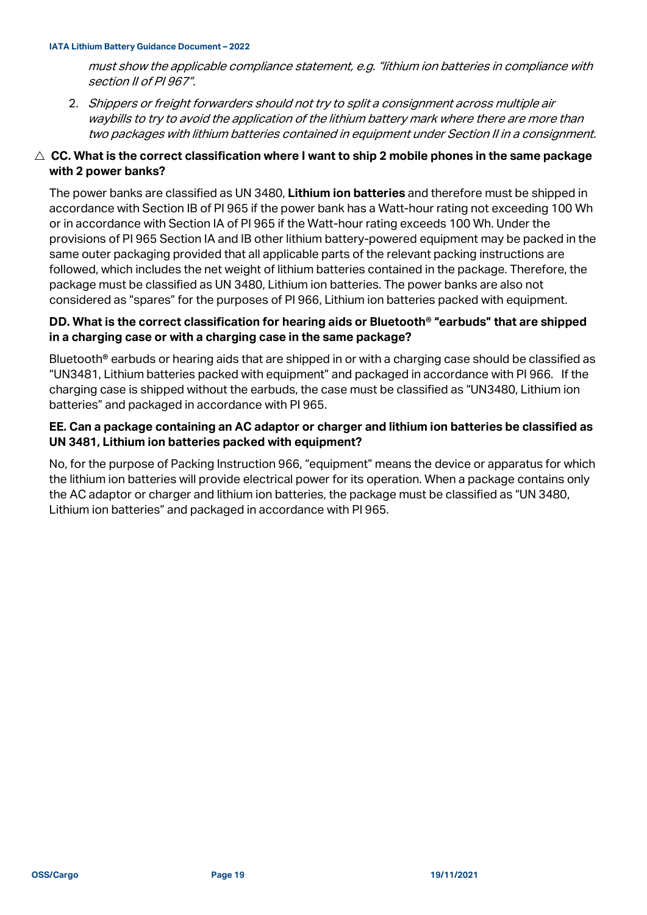*must show the applicable compliance statement, e.g. "lithium ion batteries in compliance with section II of PI 967".*

2. *Shippers or freight forwarders should not try to split a consignment across multiple air waybills to try to avoid the application of the lithium battery mark where there are more than two packages with lithium batteries contained in equipment under Section II in a consignment.*

**△ CC. What is the correct classification where I want to ship 2 mobile phones in the same package with 2 power banks?**

The power banks are classified as UN 3480, **Lithium ion batteries** and therefore must be shipped in accordance with Section IB of PI 965 if the power bank has a Watt-hour rating not exceeding 100 Wh or in accordance with Section IA of PI 965 if the Watt-hour rating exceeds 100 Wh. Under the provisions of PI 965 Section IA and IB other lithium battery-powered equipment may be packed in the same outer packaging provided that all applicable parts of the relevant packing instructions are followed, which includes the net weight of lithium batteries contained in the package. Therefore, the package must be classified as UN 3480, Lithium ion batteries. The power banks are also not considered as "spares" for the purposes of PI 966, Lithium ion batteries packed with equipment.

**DD. What is the correct classification for hearing aids or Bluetooth® "earbuds" that are shipped in a charging case or with a charging case in the same package?**

Bluetooth® earbuds or hearing aids that are shipped in or with a charging case should be classified as "UN3481, Lithium batteries packed with equipment" and packaged in accordance with PI 966. If the charging case is shipped without the earbuds, the case must be classified as "UN3480, Lithium ion batteries" and packaged in accordance with PI 965.

**EE. Can a package containing an AC adaptor or charger and lithium ion batteries be classified as UN 3481, Lithium ion batteries packed with equipment?**

No, for the purpose of Packing Instruction 966, "equipment" means the device or apparatus for which the lithium ion batteries will provide electrical power for its operation. When a package contains only the AC adaptor or charger and lithium ion batteries, the package must be classified as "UN 3480, Lithium ion batteries" and packaged in accordance with PI 965.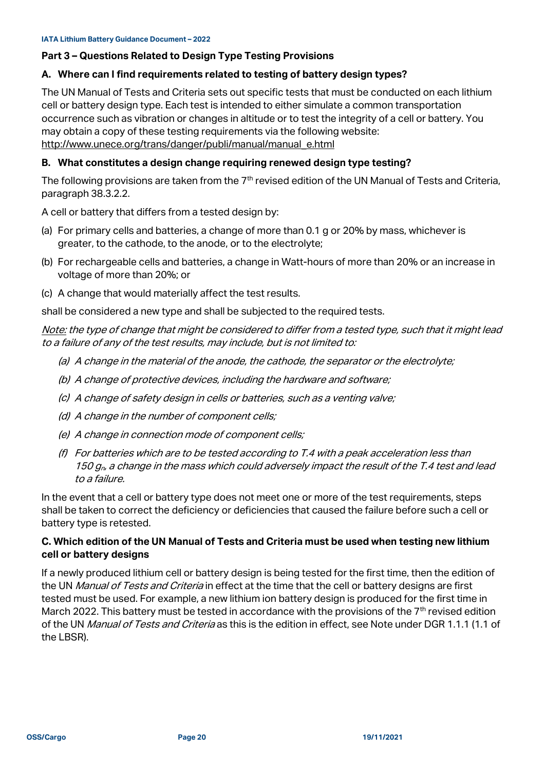## Part 3 – Questions Related to Design Type Testing Provisions

### A. Where can I find requirements related to testing of battery design types?

The UN Manual of Tests and Criteria sets out specific tests that must be conducted on each lithium cell or battery design type. Each test is intended to either simulate a common transportation occurrence such as vibration or changes in altitude or to test the integrity of a cell or battery. You may obtain a copy of these testing requirements via the following website: http://www.unece.org/trans/danger/publi/manual/manual_e.html

### B. What constitutes a design change requiring renewed design type testing?

The following provisions are taken from the 7th revised edition of the UN Manual of Tests and Criteria, paragraph 38.3.2.2.

A cell or battery that differs from a tested design by:

(a) For primary cells and batteries, a change of more than 0.1 g or 20% by mass, whichever is greater, to the cathode, to the anode, or to the electrolyte;

(b) For rechargeable cells and batteries, a change in Watt-hours of more than 20% or an increase in voltage of more than 20%; or

(c) A change that would materially affect the test results.

shall be considered a new type and shall be subjected to the required tests.

*Note: the type of change that might be considered to differ from a tested type, such that it might lead to a failure of any of the test results, may include, but is not limited to:*

*(a) A change in the material of the anode, the cathode, the separator or the electrolyte;*

*(b) A change of protective devices, including the hardware and software;*

*(c) A change of safety design in cells or batteries, such as a venting valve;*

*(d) A change in the number of component cells;*

*(e) A change in connection mode of component cells;*

*(f) For batteries which are to be tested according to T.4 with a peak acceleration less than 150 $g_n$, a change in the mass which could adversely impact the result of the T.4 test and lead to a failure.*

In the event that a cell or battery type does not meet one or more of the test requirements, steps shall be taken to correct the deficiency or deficiencies that caused the failure before such a cell or battery type is retested.

### C. Which edition of the UN Manual of Tests and Criteria must be used when testing new lithium cell or battery designs

If a newly produced lithium cell or battery design is being tested for the first time, then the edition of the UN *Manual of Tests and Criteria* in effect at the time that the cell or battery designs are first tested must be used. For example, a new lithium ion battery design is produced for the first time in March 2022. This battery must be tested in accordance with the provisions of the 7th revised edition of the UN *Manual of Tests and Criteria* as this is the edition in effect, see Note under DGR 1.1.1 (1.1 of the LBSR).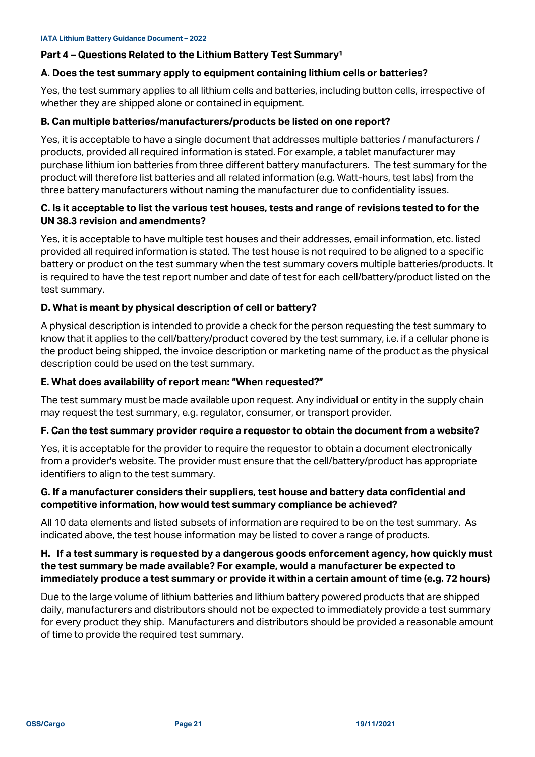## Part 4 – Questions Related to the Lithium Battery Test Summary[1]

### A. Does the test summary apply to equipment containing lithium cells or batteries?

Yes, the test summary applies to all lithium cells and batteries, including button cells, irrespective of whether they are shipped alone or contained in equipment.

### B. Can multiple batteries/manufacturers/products be listed on one report?

Yes, it is acceptable to have a single document that addresses multiple batteries / manufacturers / products, provided all required information is stated. For example, a tablet manufacturer may purchase lithium ion batteries from three different battery manufacturers. The test summary for the product will therefore list batteries and all related information (e.g. Watt-hours, test labs) from the three battery manufacturers without naming the manufacturer due to confidentiality issues.

### C. Is it acceptable to list the various test houses, tests and range of revisions tested to for the UN 38.3 revision and amendments?

Yes, it is acceptable to have multiple test houses and their addresses, email information, etc. listed provided all required information is stated. The test house is not required to be aligned to a specific battery or product on the test summary when the test summary covers multiple batteries/products. It is required to have the test report number and date of test for each cell/battery/product listed on the test summary.

### D. What is meant by physical description of cell or battery?

A physical description is intended to provide a check for the person requesting the test summary to know that it applies to the cell/battery/product covered by the test summary, i.e. if a cellular phone is the product being shipped, the invoice description or marketing name of the product as the physical description could be used on the test summary.

### E. What does availability of report mean: "When requested?"

The test summary must be made available upon request. Any individual or entity in the supply chain may request the test summary, e.g. regulator, consumer, or transport provider.

### F. Can the test summary provider require a requestor to obtain the document from a website?

Yes, it is acceptable for the provider to require the requestor to obtain a document electronically from a provider's website. The provider must ensure that the cell/battery/product has appropriate identifiers to align to the test summary.

### G. If a manufacturer considers their suppliers, test house and battery data confidential and competitive information, how would test summary compliance be achieved?

All 10 data elements and listed subsets of information are required to be on the test summary. As indicated above, the test house information may be listed to cover a range of products.

### H. If a test summary is requested by a dangerous goods enforcement agency, how quickly must the test summary be made available? For example, would a manufacturer be expected to immediately produce a test summary or provide it within a certain amount of time (e.g. 72 hours)

Due to the large volume of lithium batteries and lithium battery powered products that are shipped daily, manufacturers and distributors should not be expected to immediately provide a test summary for every product they ship. Manufacturers and distributors should be provided a reasonable amount of time to provide the required test summary.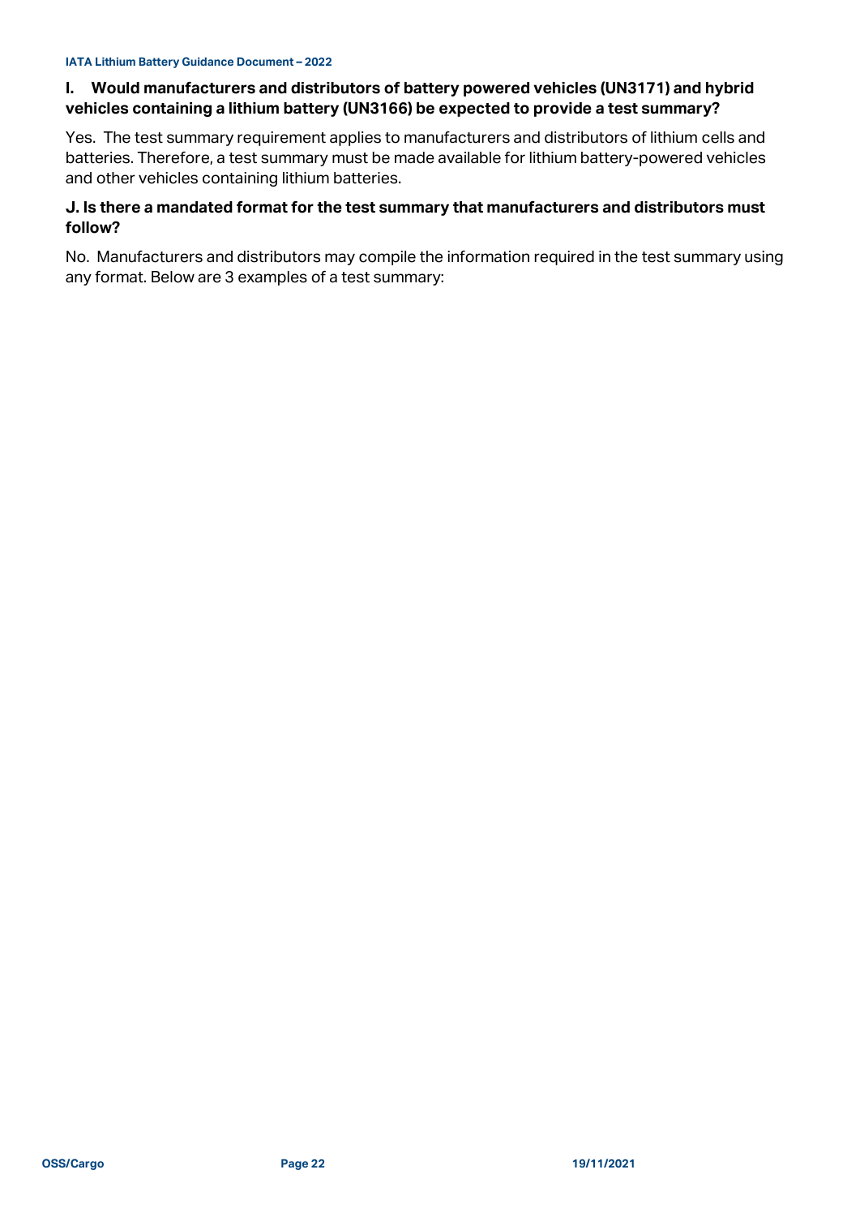**I. Would manufacturers and distributors of battery powered vehicles (UN3171) and hybrid vehicles containing a lithium battery (UN3166) be expected to provide a test summary?**

Yes. The test summary requirement applies to manufacturers and distributors of lithium cells and batteries. Therefore, a test summary must be made available for lithium battery-powered vehicles and other vehicles containing lithium batteries.

**J. Is there a mandated format for the test summary that manufacturers and distributors must follow?**

No. Manufacturers and distributors may compile the information required in the test summary using any format. Below are 3 examples of a test summary: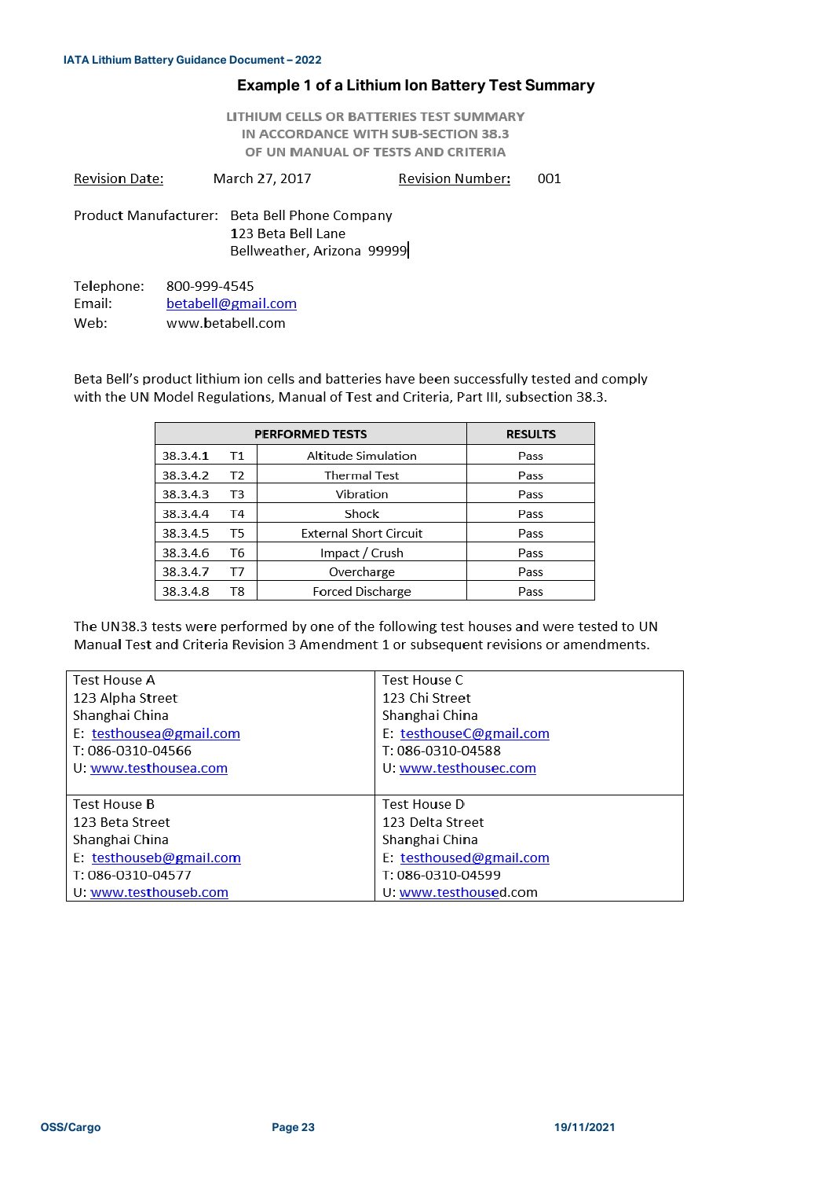## Example 1 of a Lithium Ion Battery Test Summary

LITHIUM CELLS OR BATTERIES TEST SUMMARY
IN ACCORDANCE WITH SUB-SECTION 38.3
OF UN MANUAL OF TESTS AND CRITERIA

Revision Date: March 27, 2017 Revision Number: 001

Product Manufacturer: Beta Bell Phone Company
123 Beta Bell Lane
Bellweather, Arizona 99999

Telephone: 800-999-4545
Email: betabell@gmail.com
Web: www.betabell.com

Beta Bell's product lithium ion cells and batteries have been successfully tested and comply with the UN Model Regulations, Manual of Test and Criteria, Part III, subsection 38.3.

| PERFORMED TESTS | | | RESULTS |
|---|---|---|---|
| 38.3.4.1 | T1 | Altitude Simulation | Pass |
| 38.3.4.2 | T2 | Thermal Test | Pass |
| 38.3.4.3 | T3 | Vibration | Pass |
| 38.3.4.4 | T4 | Shock | Pass |
| 38.3.4.5 | T5 | External Short Circuit | Pass |
| 38.3.4.6 | T6 | Impact / Crush | Pass |
| 38.3.4.7 | T7 | Overcharge | Pass |
| 38.3.4.8 | T8 | Forced Discharge | Pass |

The UN38.3 tests were performed by one of the following test houses and were tested to UN Manual Test and Criteria Revision 3 Amendment 1 or subsequent revisions or amendments.

| | |
|---|---|
| Test House A<br>123 Alpha Street<br>Shanghai China<br>E: testhousea@gmail.com<br>T: 086-0310-04566<br>U: www.testhousea.com | Test House C<br>123 Chi Street<br>Shanghai China<br>E: testhouseC@gmail.com<br>T: 086-0310-04588<br>U: www.testhousec.com |
| Test House B<br>123 Beta Street<br>Shanghai China<br>E: testhouseb@gmail.com<br>T: 086-0310-04577<br>U: www.testhouseb.com | Test House D<br>123 Delta Street<br>Shanghai China<br>E: testhoused@gmail.com<br>T: 086-0310-04599<br>U: www.testhoused.com |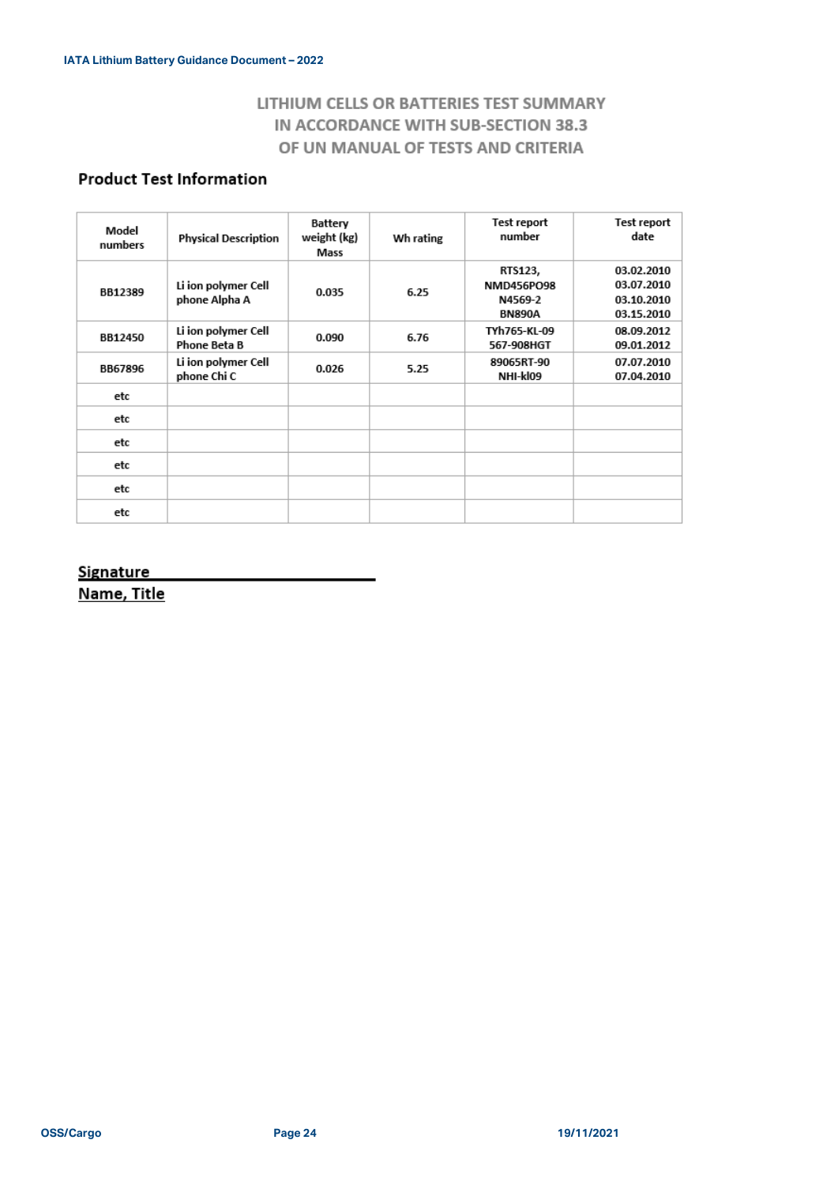# LITHIUM CELLS OR BATTERIES TEST SUMMARY IN ACCORDANCE WITH SUB-SECTION 38.3 OF UN MANUAL OF TESTS AND CRITERIA

## Product Test Information

| Model numbers | Physical Description | Battery weight (kg) Mass | Wh rating | Test report number | Test report date |
|---|---|---|---|---|---|
| BB12389 | Li ion polymer Cell phone Alpha A | 0.035 | 6.25 | RTS123, NMD456PO98 N4569-2 BN890A | 03.02.2010 03.07.2010 03.10.2010 03.15.2010 |
| BB12450 | Li ion polymer Cell Phone Beta B | 0.090 | 6.76 | TYh765-KL-09 567-908HGT | 08.09.2012 09.01.2012 |
| BB67896 | Li ion polymer Cell phone Chi C | 0.026 | 5.25 | 89065RT-90 NHI-kl09 | 07.07.2010 07.04.2010 |
| etc | | | | | |
| etc | | | | | |
| etc | | | | | |
| etc | | | | | |
| etc | | | | | |
| etc | | | | | |

Signature ____________________________

Name, Title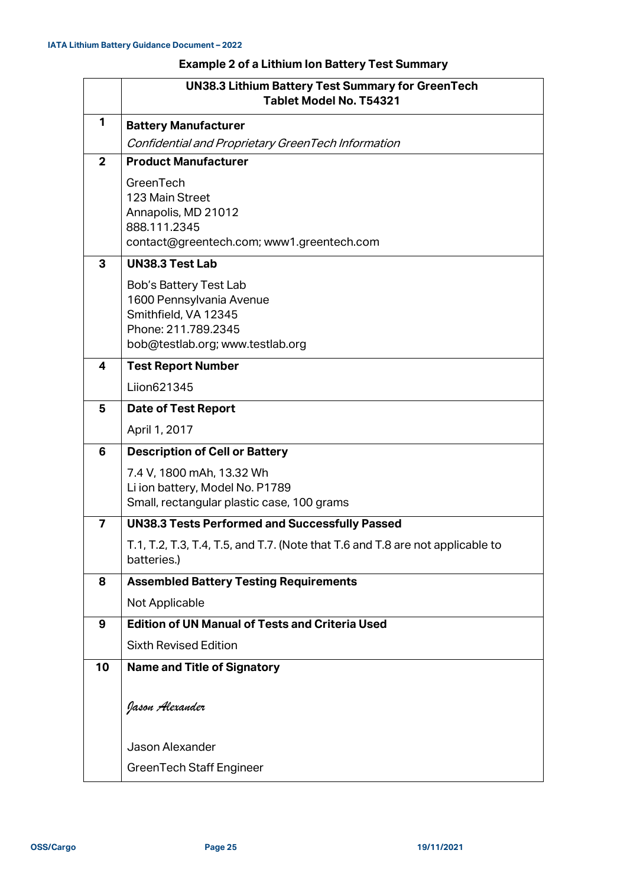## Example 2 of a Lithium Ion Battery Test Summary

| | UN38.3 Lithium Battery Test Summary for GreenTech Tablet Model No. T54321 |
|---|---|
| 1 | **Battery Manufacturer**<br>*Confidential and Proprietary GreenTech Information* |
| 2 | **Product Manufacturer**<br>GreenTech<br>123 Main Street<br>Annapolis, MD 21012<br>888.111.2345<br>contact@greentech.com; www1.greentech.com |
| 3 | **UN38.3 Test Lab**<br>Bob's Battery Test Lab<br>1600 Pennsylvania Avenue<br>Smithfield, VA 12345<br>Phone: 211.789.2345<br>bob@testlab.org; www.testlab.org |
| 4 | **Test Report Number**<br>Liion621345 |
| 5 | **Date of Test Report**<br>April 1, 2017 |
| 6 | **Description of Cell or Battery**<br>7.4 V, 1800 mAh, 13.32 Wh<br>Li ion battery, Model No. P1789<br>Small, rectangular plastic case, 100 grams |
| 7 | **UN38.3 Tests Performed and Successfully Passed**<br>T.1, T.2, T.3, T.4, T.5, and T.7. (Note that T.6 and T.8 are not applicable to batteries.) |
| 8 | **Assembled Battery Testing Requirements**<br>Not Applicable |
| 9 | **Edition of UN Manual of Tests and Criteria Used**<br>Sixth Revised Edition |
| 10 | **Name and Title of Signatory**<br>*Jason Alexander*<br>Jason Alexander<br>GreenTech Staff Engineer |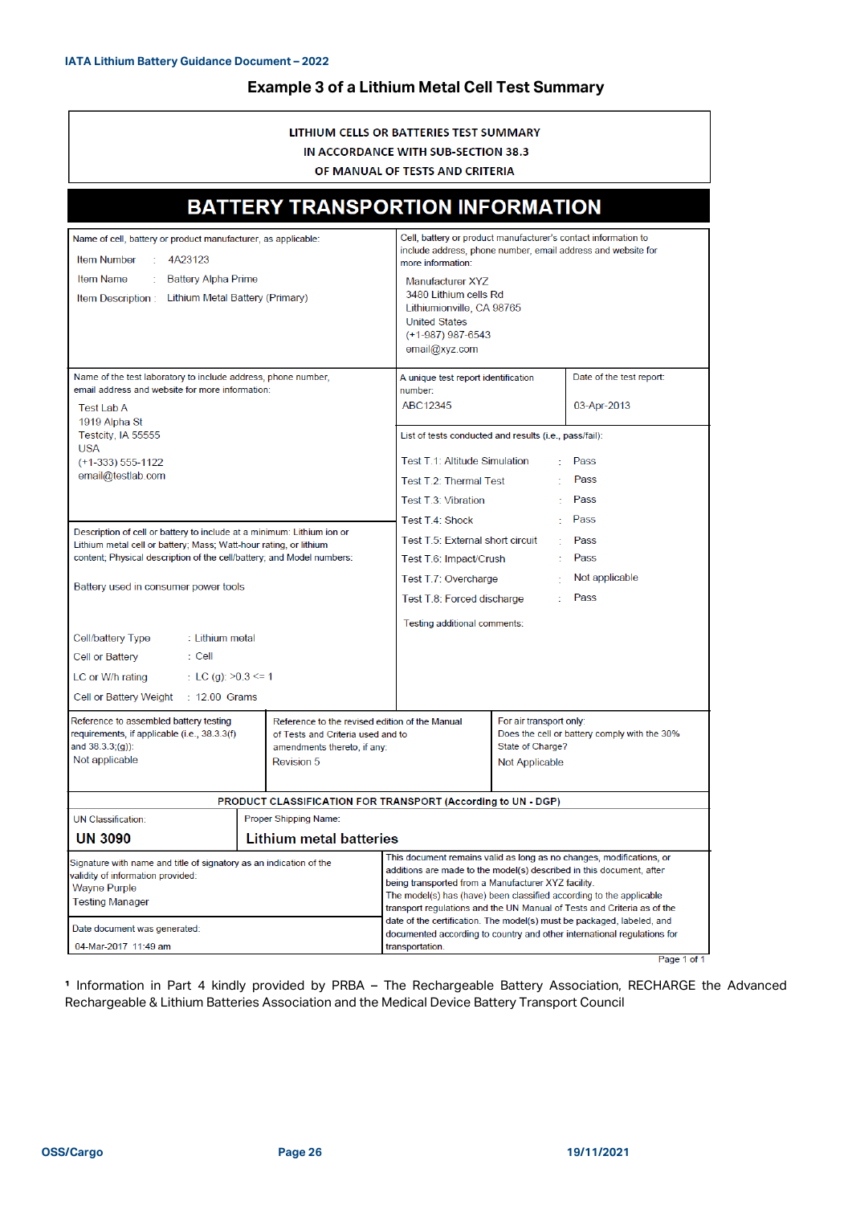## Example 3 of a Lithium Metal Cell Test Summary

**LITHIUM CELLS OR BATTERIES TEST SUMMARY**
**IN ACCORDANCE WITH SUB-SECTION 38.3**
**OF MANUAL OF TESTS AND CRITERIA**

# BATTERY TRANSPORTION INFORMATION

Name of cell, battery or product manufacturer, as applicable:

Item Number : 4A23123
Item Name : Battery Alpha Prime
Item Description : Lithium Metal Battery (Primary)

Cell, battery or product manufacturer's contact information to include address, phone number, email address and website for more information:

Manufacturer XYZ
3480 Lithium cells Rd
Lithiumionville, CA 98765
United States
(+1-987) 987-6543
email@xyz.com

Name of the test laboratory to include address, phone number, email address and website for more information:

Test Lab A
1919 Alpha St
Testcity, IA 55555
USA
(+1-333) 555-1122
email@testlab.com

A unique test report identification number: ABC12345

Date of the test report: 03-Apr-2013

List of tests conducted and results (i.e., pass/fail):

| Test | Result |
|---|---|
| Test T.1: Altitude Simulation | Pass |
| Test T.2: Thermal Test | Pass |
| Test T.3: Vibration | Pass |
| Test T.4: Shock | Pass |
| Test T.5: External short circuit | Pass |
| Test T.6: Impact/Crush | Pass |
| Test T.7: Overcharge | Not applicable |
| Test T.8: Forced discharge | Pass |

Testing additional comments:

Description of cell or battery to include at a minimum: Lithium ion or Lithium metal cell or battery; Mass; Watt-hour rating, or lithium content; Physical description of the cell/battery; and Model numbers:

Battery used in consumer power tools

Cell/battery Type : Lithium metal
Cell or Battery : Cell
LC or W/h rating : LC (g): >0.3 <= 1
Cell or Battery Weight : 12.00 Grams

| Reference to assembled battery testing requirements, if applicable (i.e., 38.3.3(f) and 38.3.3;(g)): | Reference to the revised edition of the Manual of Tests and Criteria used and to amendments thereto, if any: | For air transport only: Does the cell or battery comply with the 30% State of Charge? |
|---|---|---|
| Not applicable | Revision 5 | Not Applicable |

**PRODUCT CLASSIFICATION FOR TRANSPORT (According to UN - DGP)**

| UN Classification: | Proper Shipping Name: |
|---|---|
| **UN 3090** | **Lithium metal batteries** |

Signature with name and title of signatory as an indication of the validity of information provided:
Wayne Purple
Testing Manager

Date document was generated:
04-Mar-2017 11:49 am

This document remains valid as long as no changes, modifications, or additions are made to the model(s) described in this document, after being transported from a Manufacturer XYZ facility.
The model(s) has (have) been classified according to the applicable transport regulations and the UN Manual of Tests and Criteria as of the date of the certification. The model(s) must be packaged, labeled, and documented according to country and other international regulations for transportation.

Page 1 of 1

[1] Information in Part 4 kindly provided by PRBA – The Rechargeable Battery Association, RECHARGE the Advanced Rechargeable & Lithium Batteries Association and the Medical Device Battery Transport Council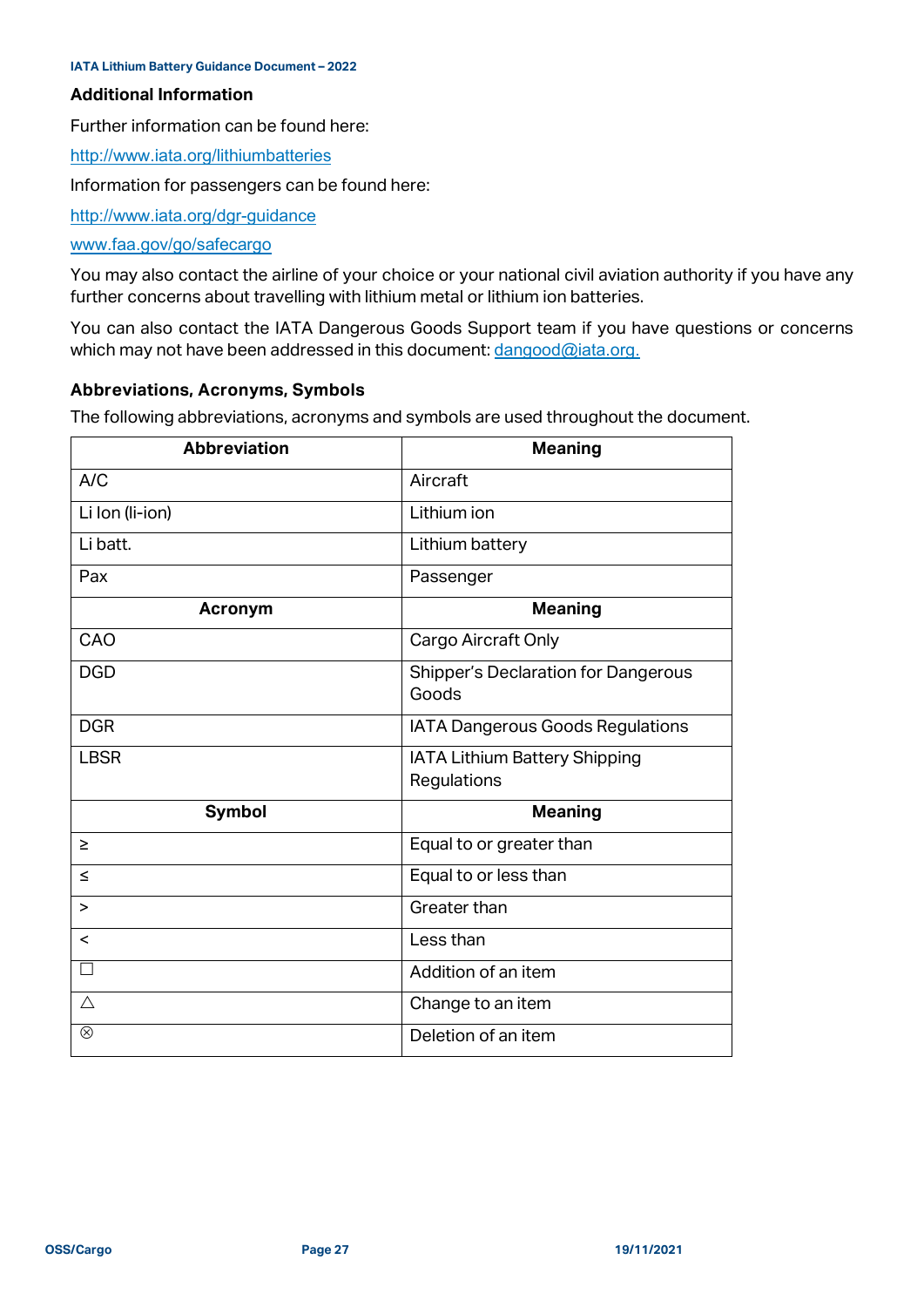### Additional Information

Further information can be found here:

http://www.iata.org/lithiumbatteries

Information for passengers can be found here:

http://www.iata.org/dgr-guidance

www.faa.gov/go/safecargo

You may also contact the airline of your choice or your national civil aviation authority if you have any further concerns about travelling with lithium metal or lithium ion batteries.

You can also contact the IATA Dangerous Goods Support team if you have questions or concerns which may not have been addressed in this document: dangood@iata.org.

### Abbreviations, Acronyms, Symbols

The following abbreviations, acronyms and symbols are used throughout the document.

| Abbreviation | Meaning |
|---|---|
| A/C | Aircraft |
| Li Ion (li-ion) | Lithium ion |
| Li batt. | Lithium battery |
| Pax | Passenger |
| **Acronym** | **Meaning** |
| CAO | Cargo Aircraft Only |
| DGD | Shipper's Declaration for Dangerous Goods |
| DGR | IATA Dangerous Goods Regulations |
| LBSR | IATA Lithium Battery Shipping Regulations |
| **Symbol** | **Meaning** |
| ≥ | Equal to or greater than |
| ≤ | Equal to or less than |
| > | Greater than |
| < | Less than |
| ☐ | Addition of an item |
| △ | Change to an item |
| ⊗ | Deletion of an item |